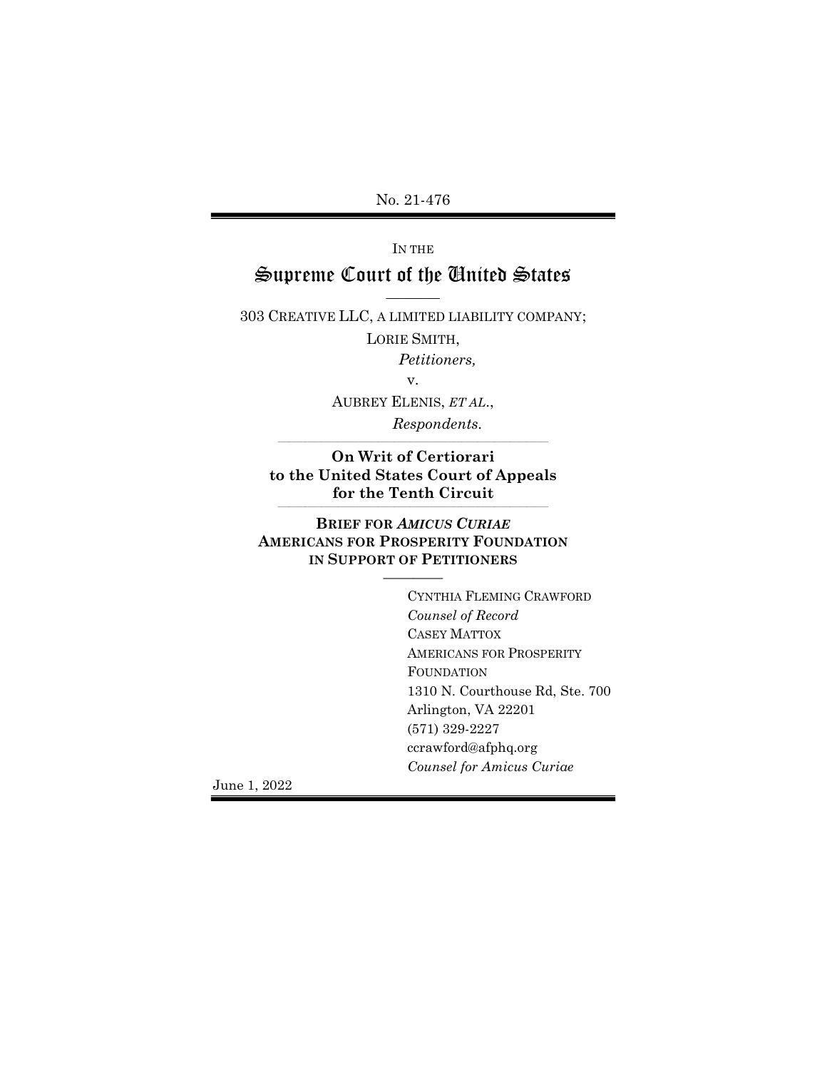No. 21-476

IN THE

# Supreme Court of the United States

303 CREATIVE LLC, A LIMITED LIABILITY COMPANY;
LORIE SMITH,
*Petitioners,*

v.

AUBREY ELENIS, *ET AL.*,
*Respondents.*

**On Writ of Certiorari to the United States Court of Appeals for the Tenth Circuit**

**BRIEF FOR *AMICUS CURIAE* AMERICANS FOR PROSPERITY FOUNDATION IN SUPPORT OF PETITIONERS**

CYNTHIA FLEMING CRAWFORD
*Counsel of Record*
CASEY MATTOX
AMERICANS FOR PROSPERITY FOUNDATION
1310 N. Courthouse Rd, Ste. 700
Arlington, VA 22201
(571) 329-2227
ccrawford@afphq.org
*Counsel for Amicus Curiae*

June 1, 2022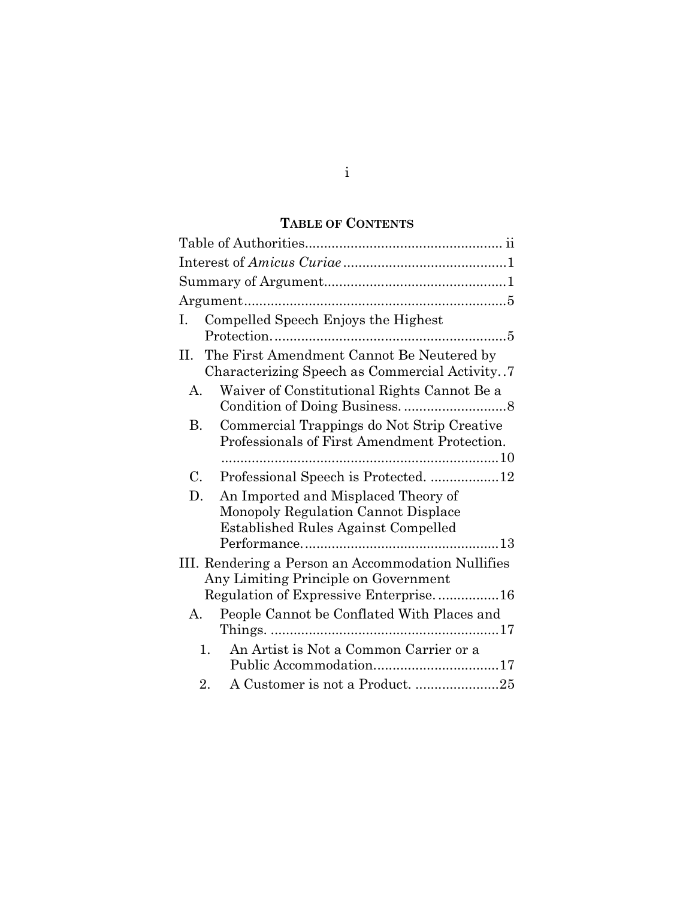## TABLE OF CONTENTS

Table of Authorities .................................................... ii

Interest of *Amicus Curiae* ........................................... 1

Summary of Argument ................................................ 1

Argument ..................................................................... 5

I. Compelled Speech Enjoys the Highest Protection. ............................................................ 5

II. The First Amendment Cannot Be Neutered by Characterizing Speech as Commercial Activity. . 7

- A. Waiver of Constitutional Rights Cannot Be a Condition of Doing Business. .......................... 8
- B. Commercial Trappings do Not Strip Creative Professionals of First Amendment Protection. ........................................................................ 10
- C. Professional Speech is Protected. .................. 12
- D. An Imported and Misplaced Theory of Monopoly Regulation Cannot Displace Established Rules Against Compelled Performance. .................................................. 13

III. Rendering a Person an Accommodation Nullifies Any Limiting Principle on Government Regulation of Expressive Enterprise. ................ 16

- A. People Cannot be Conflated With Places and Things. ........................................................... 17
  1. An Artist is Not a Common Carrier or a Public Accommodation. ................................ 17
  2. A Customer is not a Product. ...................... 25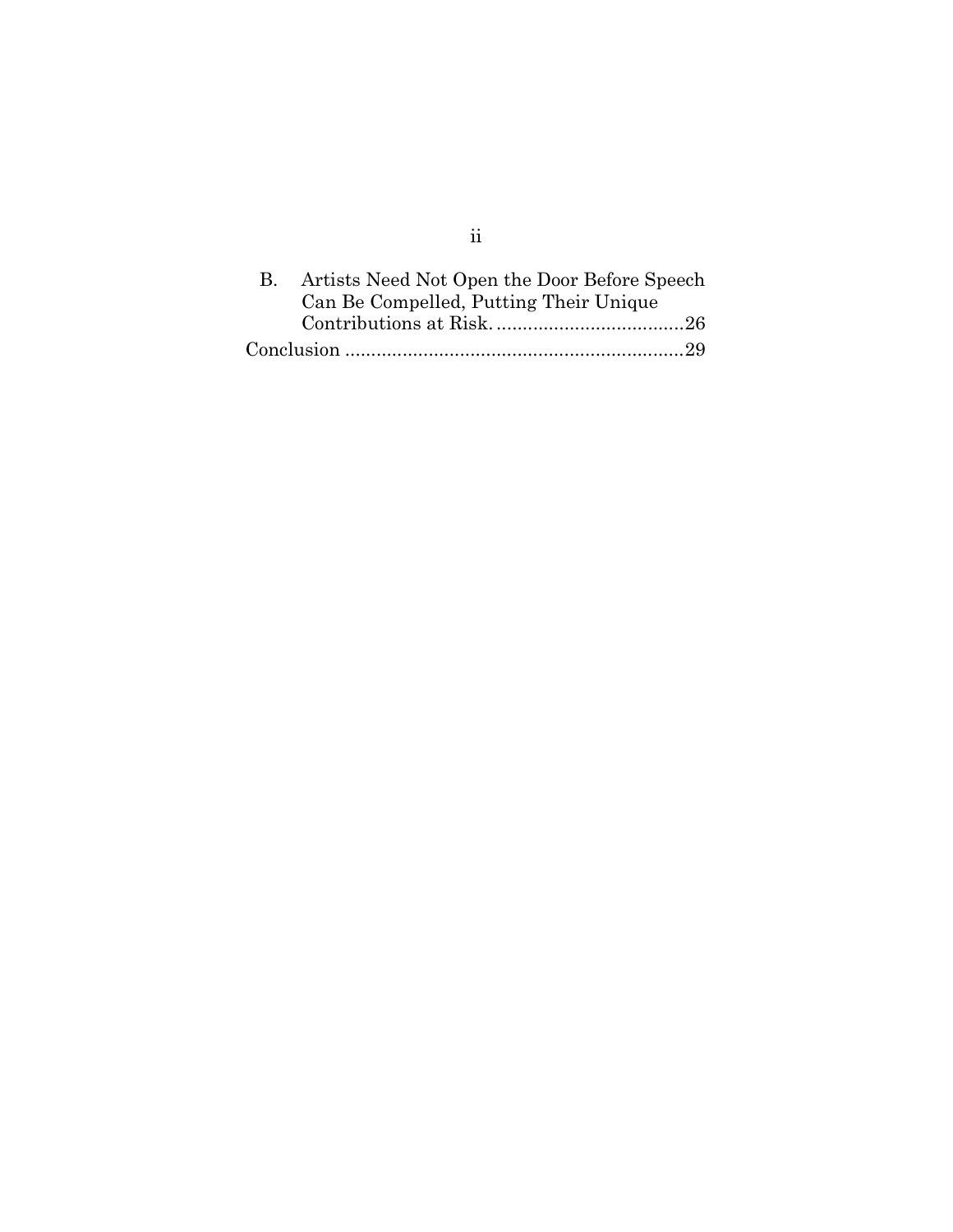B. Artists Need Not Open the Door Before Speech Can Be Compelled, Putting Their Unique Contributions at Risk. ....................................26

Conclusion ................................................................29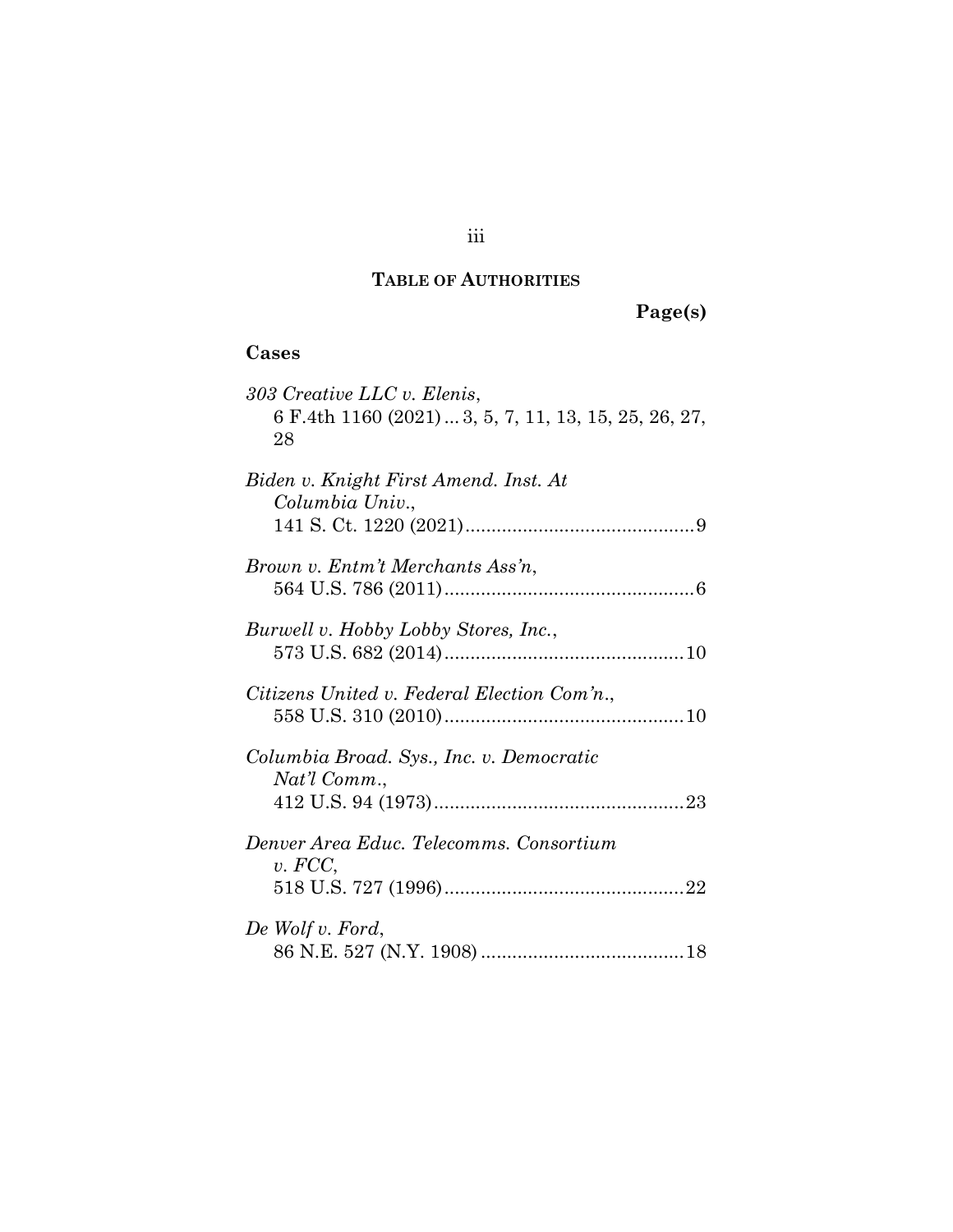## TABLE OF AUTHORITIES

**Page(s)**

### Cases

*303 Creative LLC v. Elenis*,
6 F.4th 1160 (2021) ... 3, 5, 7, 11, 13, 15, 25, 26, 27, 28

*Biden v. Knight First Amend. Inst. At Columbia Univ.*,
141 S. Ct. 1220 (2021) ............................................ 9

*Brown v. Entm't Merchants Ass'n*,
564 U.S. 786 (2011) ................................................ 6

*Burwell v. Hobby Lobby Stores, Inc.*,
573 U.S. 682 (2014) .............................................. 10

*Citizens United v. Federal Election Com'n.*,
558 U.S. 310 (2010) .............................................. 10

*Columbia Broad. Sys., Inc. v. Democratic Nat'l Comm.*,
412 U.S. 94 (1973) ................................................ 23

*Denver Area Educ. Telecomms. Consortium v. FCC*,
518 U.S. 727 (1996) .............................................. 22

*De Wolf v. Ford*,
86 N.E. 527 (N.Y. 1908) ....................................... 18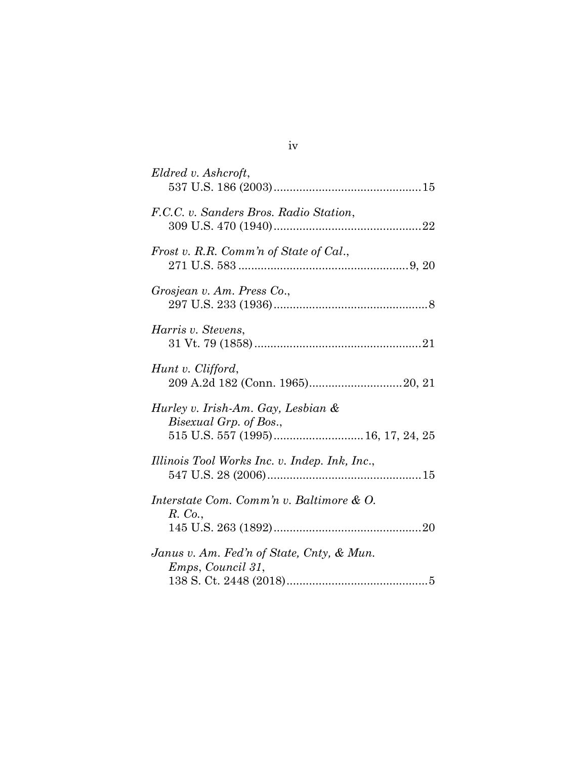*Eldred v. Ashcroft*,
537 U.S. 186 (2003) .............................................. 15

*F.C.C. v. Sanders Bros. Radio Station*,
309 U.S. 470 (1940) .............................................. 22

*Frost v. R.R. Comm'n of State of Cal.*,
271 U.S. 583 ..................................................... 9, 20

*Grosjean v. Am. Press Co.*,
297 U.S. 233 (1936) ................................................ 8

*Harris v. Stevens*,
31 Vt. 79 (1858) .................................................... 21

*Hunt v. Clifford*,
209 A.2d 182 (Conn. 1965) ............................. 20, 21

*Hurley v. Irish-Am. Gay, Lesbian & Bisexual Grp. of Bos.*,
515 U.S. 557 (1995) ............................ 16, 17, 24, 25

*Illinois Tool Works Inc. v. Indep. Ink, Inc.*,
547 U.S. 28 (2006) ................................................ 15

*Interstate Com. Comm'n v. Baltimore & O. R. Co.*,
145 U.S. 263 (1892) .............................................. 20

*Janus v. Am. Fed'n of State, Cnty, & Mun. Emps, Council 31*,
138 S. Ct. 2448 (2018) ............................................ 5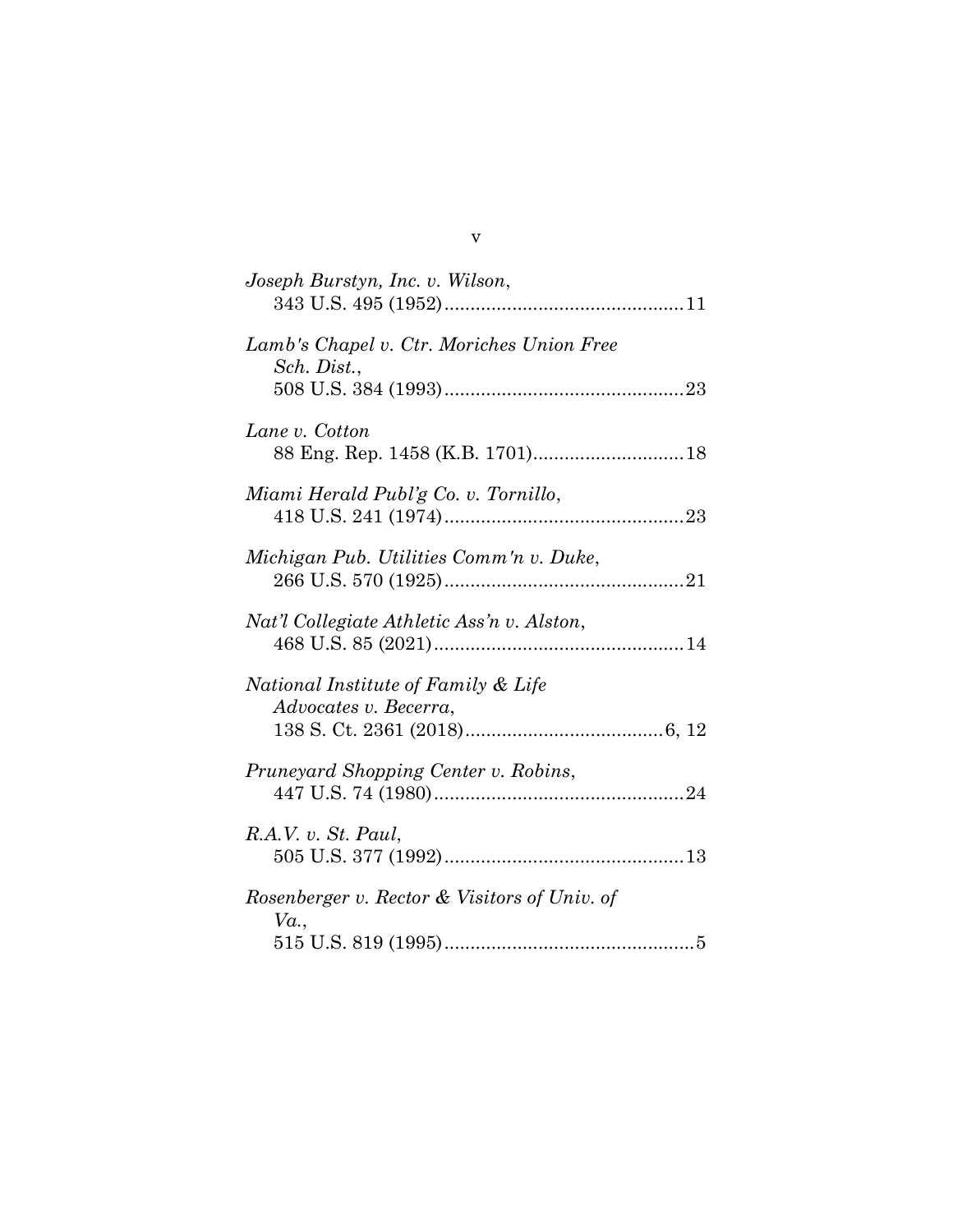*Joseph Burstyn, Inc. v. Wilson*,
343 U.S. 495 (1952)............................................11

*Lamb's Chapel v. Ctr. Moriches Union Free Sch. Dist.*,
508 U.S. 384 (1993)............................................23

*Lane v. Cotton*
88 Eng. Rep. 1458 (K.B. 1701)............................18

*Miami Herald Publ'g Co. v. Tornillo*,
418 U.S. 241 (1974)............................................23

*Michigan Pub. Utilities Comm'n v. Duke*,
266 U.S. 570 (1925)............................................21

*Nat'l Collegiate Athletic Ass'n v. Alston*,
468 U.S. 85 (2021)..............................................14

*National Institute of Family & Life Advocates v. Becerra*,
138 S. Ct. 2361 (2018)......................................6, 12

*Pruneyard Shopping Center v. Robins*,
447 U.S. 74 (1980)..............................................24

*R.A.V. v. St. Paul*,
505 U.S. 377 (1992)............................................13

*Rosenberger v. Rector & Visitors of Univ. of Va.*,
515 U.S. 819 (1995)..............................................5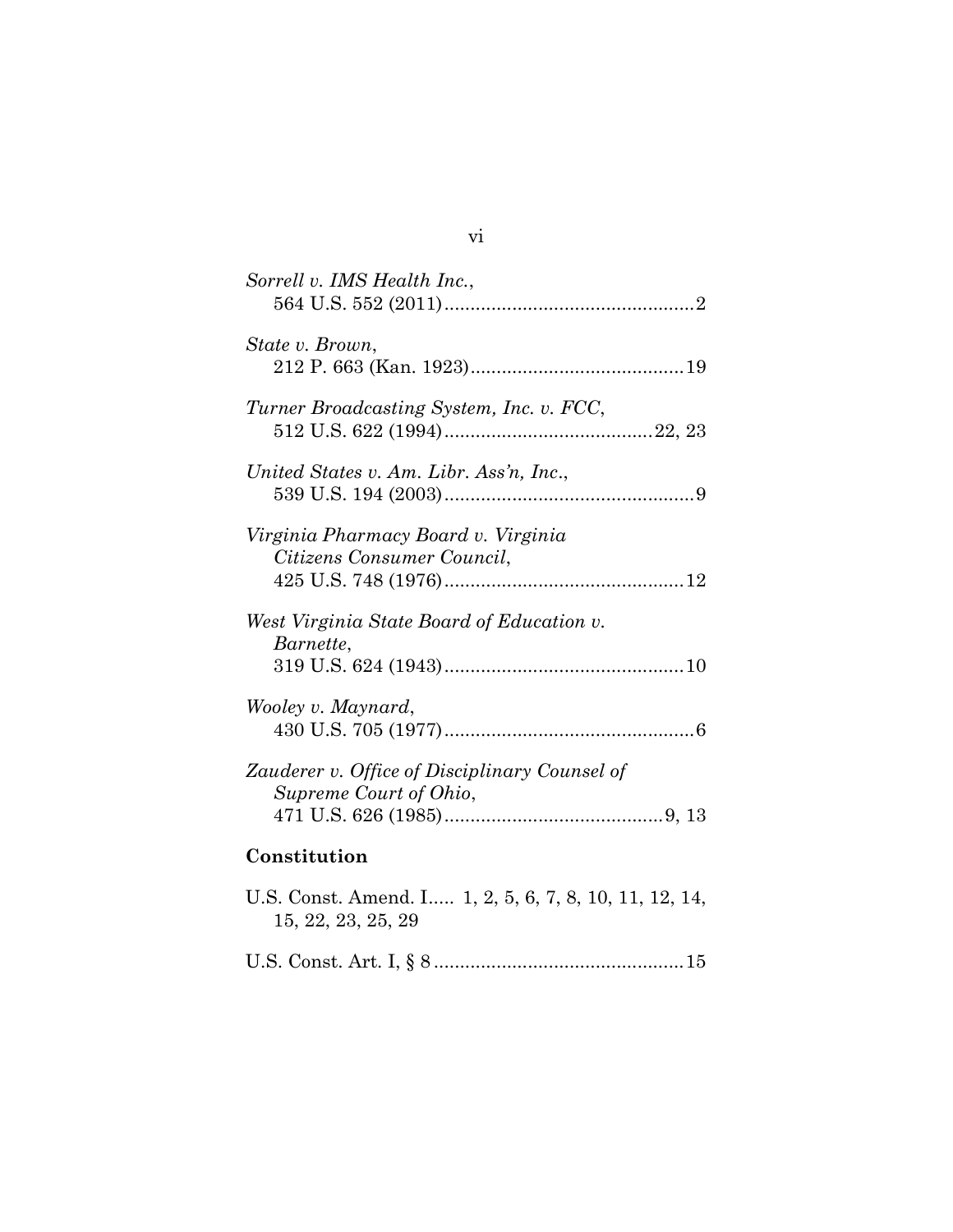*Sorrell v. IMS Health Inc.*,
564 U.S. 552 (2011)................................................2

*State v. Brown*,
212 P. 663 (Kan. 1923).........................................19

*Turner Broadcasting System, Inc. v. FCC*,
512 U.S. 622 (1994)........................................22, 23

*United States v. Am. Libr. Ass'n, Inc.*,
539 U.S. 194 (2003)................................................9

*Virginia Pharmacy Board v. Virginia Citizens Consumer Council*,
425 U.S. 748 (1976)..............................................12

*West Virginia State Board of Education v. Barnette*,
319 U.S. 624 (1943)..............................................10

*Wooley v. Maynard*,
430 U.S. 705 (1977)................................................6

*Zauderer v. Office of Disciplinary Counsel of Supreme Court of Ohio*,
471 U.S. 626 (1985)..........................................9, 13

**Constitution**

U.S. Const. Amend. I..... 1, 2, 5, 6, 7, 8, 10, 11, 12, 14, 15, 22, 23, 25, 29

U.S. Const. Art. I, § 8................................................15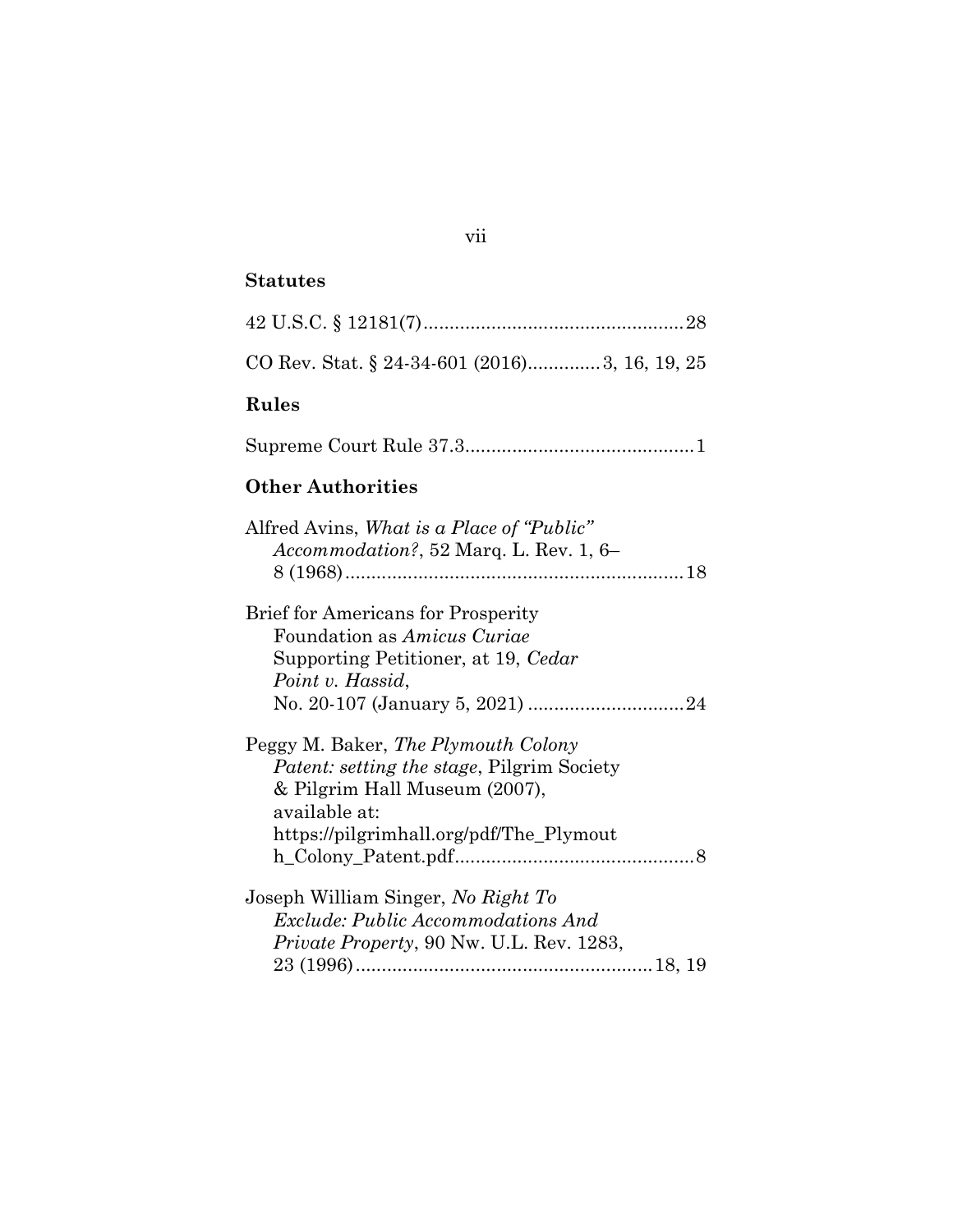## Statutes

42 U.S.C. § 12181(7)..................................................28

CO Rev. Stat. § 24-34-601 (2016).............3, 16, 19, 25

## Rules

Supreme Court Rule 37.3...........................................1

## Other Authorities

Alfred Avins, *What is a Place of "Public" Accommodation?*, 52 Marq. L. Rev. 1, 6–8 (1968).................................................................18

Brief for Americans for Prosperity Foundation as *Amicus Curiae* Supporting Petitioner, at 19, *Cedar Point v. Hassid*, No. 20-107 (January 5, 2021) .............................24

Peggy M. Baker, *The Plymouth Colony Patent: setting the stage*, Pilgrim Society & Pilgrim Hall Museum (2007), available at: https://pilgrimhall.org/pdf/The_Plymouth_Colony_Patent.pdf.............................................8

Joseph William Singer, *No Right To Exclude: Public Accommodations And Private Property*, 90 Nw. U.L. Rev. 1283, 23 (1996)........................................................18, 19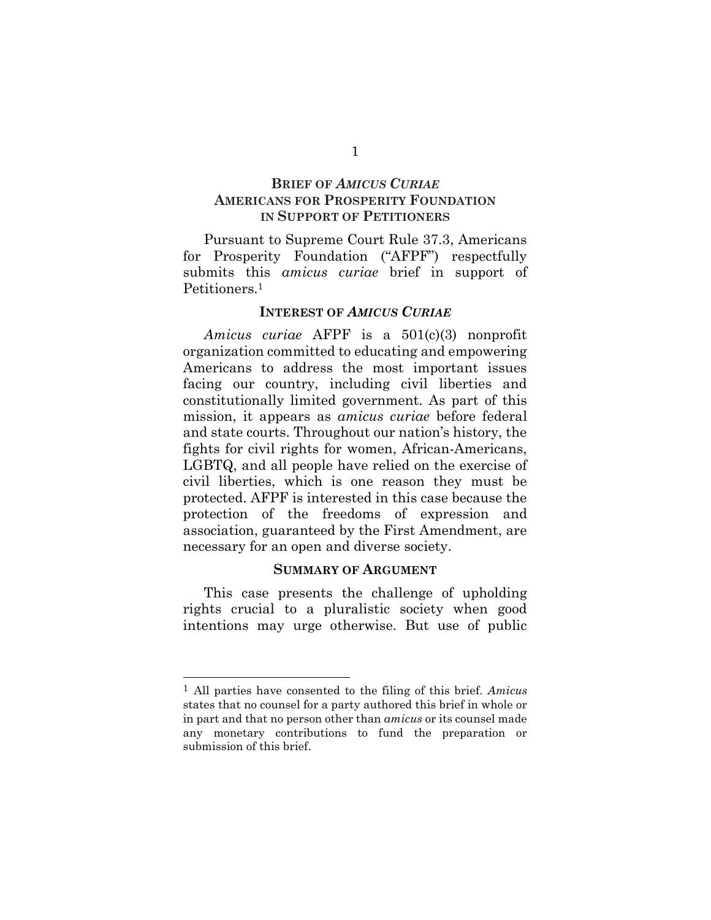## BRIEF OF *AMICUS CURIAE* AMERICANS FOR PROSPERITY FOUNDATION IN SUPPORT OF PETITIONERS

Pursuant to Supreme Court Rule 37.3, Americans for Prosperity Foundation ("AFPF") respectfully submits this *amicus curiae* brief in support of Petitioners.[1]

### INTEREST OF *AMICUS CURIAE*

*Amicus curiae* AFPF is a 501(c)(3) nonprofit organization committed to educating and empowering Americans to address the most important issues facing our country, including civil liberties and constitutionally limited government. As part of this mission, it appears as *amicus curiae* before federal and state courts. Throughout our nation's history, the fights for civil rights for women, African-Americans, LGBTQ, and all people have relied on the exercise of civil liberties, which is one reason they must be protected. AFPF is interested in this case because the protection of the freedoms of expression and association, guaranteed by the First Amendment, are necessary for an open and diverse society.

### SUMMARY OF ARGUMENT

This case presents the challenge of upholding rights crucial to a pluralistic society when good intentions may urge otherwise. But use of public

---

[1] All parties have consented to the filing of this brief. *Amicus* states that no counsel for a party authored this brief in whole or in part and that no person other than *amicus* or its counsel made any monetary contributions to fund the preparation or submission of this brief.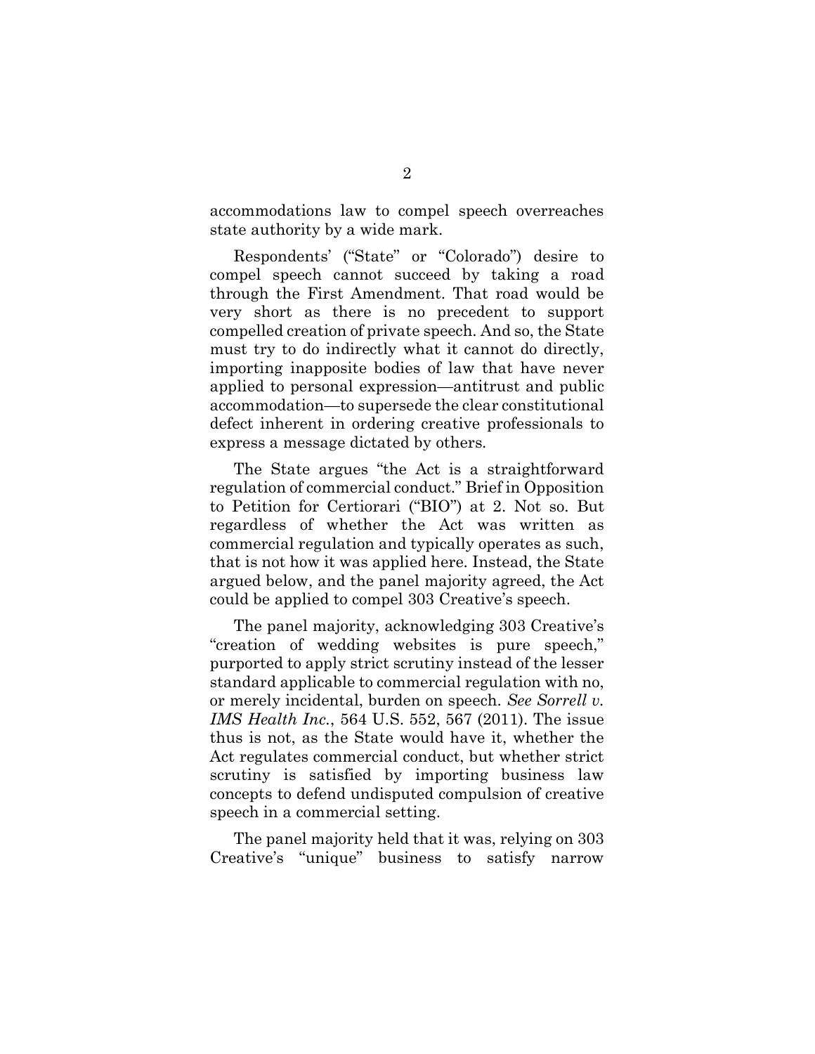accommodations law to compel speech overreaches state authority by a wide mark.

Respondents' ("State" or "Colorado") desire to compel speech cannot succeed by taking a road through the First Amendment. That road would be very short as there is no precedent to support compelled creation of private speech. And so, the State must try to do indirectly what it cannot do directly, importing inapposite bodies of law that have never applied to personal expression—antitrust and public accommodation—to supersede the clear constitutional defect inherent in ordering creative professionals to express a message dictated by others.

The State argues "the Act is a straightforward regulation of commercial conduct." Brief in Opposition to Petition for Certiorari ("BIO") at 2. Not so. But regardless of whether the Act was written as commercial regulation and typically operates as such, that is not how it was applied here. Instead, the State argued below, and the panel majority agreed, the Act could be applied to compel 303 Creative's speech.

The panel majority, acknowledging 303 Creative's "creation of wedding websites is pure speech," purported to apply strict scrutiny instead of the lesser standard applicable to commercial regulation with no, or merely incidental, burden on speech. *See Sorrell v. IMS Health Inc.*, 564 U.S. 552, 567 (2011). The issue thus is not, as the State would have it, whether the Act regulates commercial conduct, but whether strict scrutiny is satisfied by importing business law concepts to defend undisputed compulsion of creative speech in a commercial setting.

The panel majority held that it was, relying on 303 Creative's "unique" business to satisfy narrow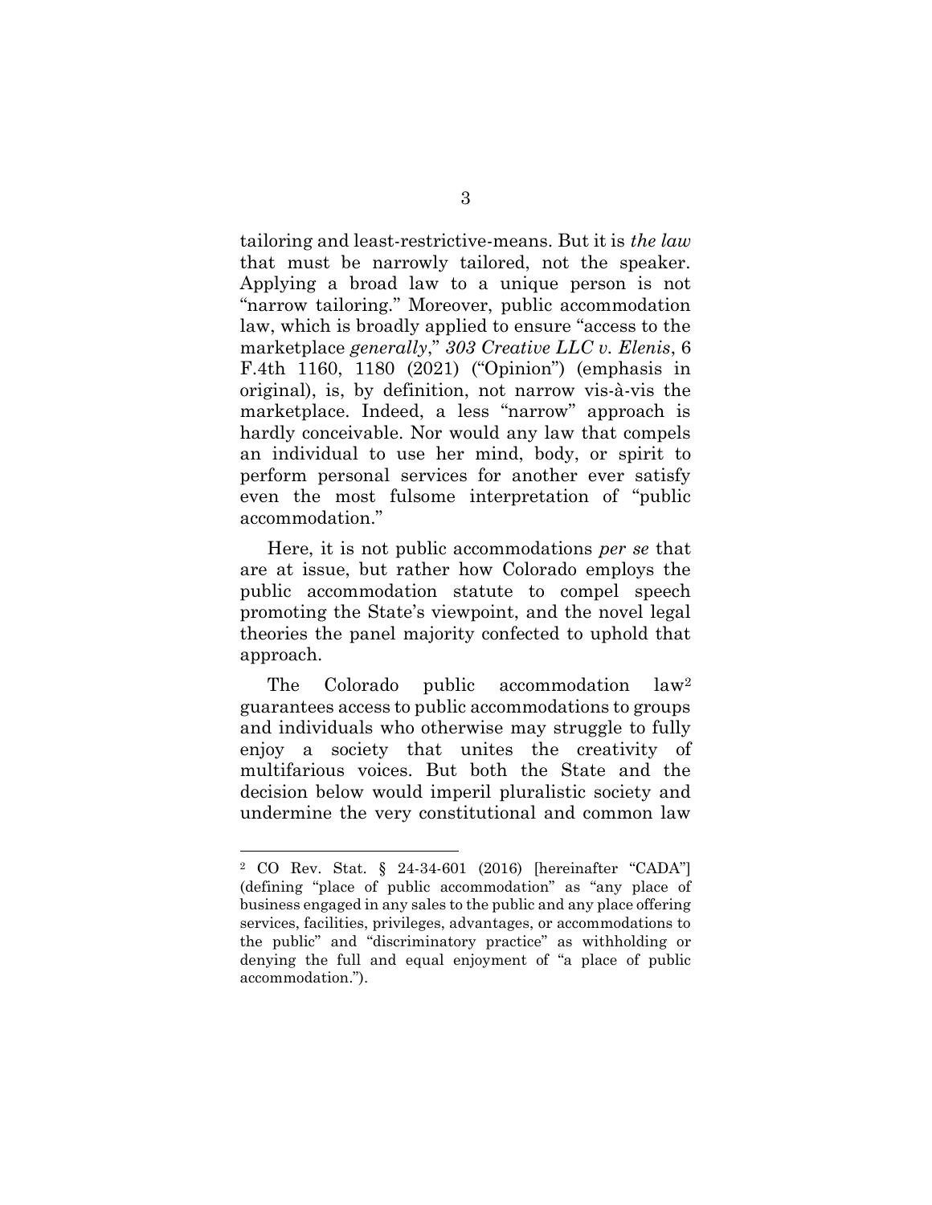tailoring and least-restrictive-means. But it is *the law* that must be narrowly tailored, not the speaker. Applying a broad law to a unique person is not "narrow tailoring." Moreover, public accommodation law, which is broadly applied to ensure "access to the marketplace *generally*," *303 Creative LLC v. Elenis*, 6 F.4th 1160, 1180 (2021) ("Opinion") (emphasis in original), is, by definition, not narrow vis-à-vis the marketplace. Indeed, a less "narrow" approach is hardly conceivable. Nor would any law that compels an individual to use her mind, body, or spirit to perform personal services for another ever satisfy even the most fulsome interpretation of "public accommodation."

Here, it is not public accommodations *per se* that are at issue, but rather how Colorado employs the public accommodation statute to compel speech promoting the State's viewpoint, and the novel legal theories the panel majority confected to uphold that approach.

The Colorado public accommodation law[2] guarantees access to public accommodations to groups and individuals who otherwise may struggle to fully enjoy a society that unites the creativity of multifarious voices. But both the State and the decision below would imperil pluralistic society and undermine the very constitutional and common law

[2] CO Rev. Stat. § 24-34-601 (2016) [hereinafter "CADA"] (defining "place of public accommodation" as "any place of business engaged in any sales to the public and any place offering services, facilities, privileges, advantages, or accommodations to the public" and "discriminatory practice" as withholding or denying the full and equal enjoyment of "a place of public accommodation.").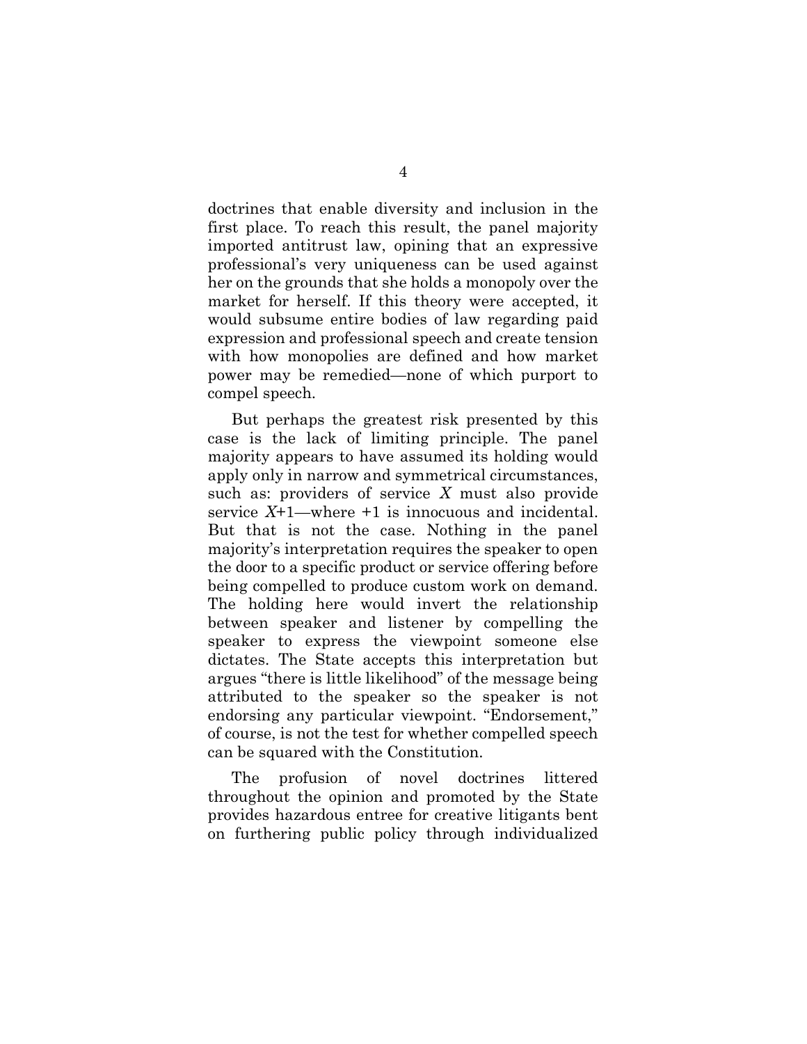doctrines that enable diversity and inclusion in the first place. To reach this result, the panel majority imported antitrust law, opining that an expressive professional's very uniqueness can be used against her on the grounds that she holds a monopoly over the market for herself. If this theory were accepted, it would subsume entire bodies of law regarding paid expression and professional speech and create tension with how monopolies are defined and how market power may be remedied—none of which purport to compel speech.

But perhaps the greatest risk presented by this case is the lack of limiting principle. The panel majority appears to have assumed its holding would apply only in narrow and symmetrical circumstances, such as: providers of service *X* must also provide service *X*+1—where +1 is innocuous and incidental. But that is not the case. Nothing in the panel majority's interpretation requires the speaker to open the door to a specific product or service offering before being compelled to produce custom work on demand. The holding here would invert the relationship between speaker and listener by compelling the speaker to express the viewpoint someone else dictates. The State accepts this interpretation but argues "there is little likelihood" of the message being attributed to the speaker so the speaker is not endorsing any particular viewpoint. "Endorsement," of course, is not the test for whether compelled speech can be squared with the Constitution.

The profusion of novel doctrines littered throughout the opinion and promoted by the State provides hazardous entree for creative litigants bent on furthering public policy through individualized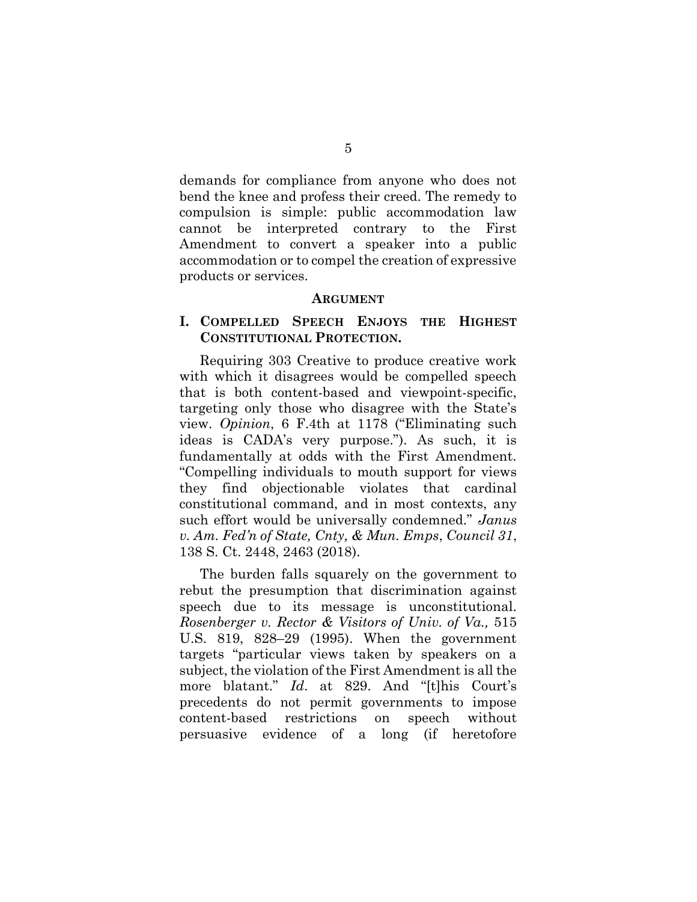demands for compliance from anyone who does not bend the knee and profess their creed. The remedy to compulsion is simple: public accommodation law cannot be interpreted contrary to the First Amendment to convert a speaker into a public accommodation or to compel the creation of expressive products or services.

## **ARGUMENT**

### **I. COMPELLED SPEECH ENJOYS THE HIGHEST CONSTITUTIONAL PROTECTION.**

Requiring 303 Creative to produce creative work with which it disagrees would be compelled speech that is both content-based and viewpoint-specific, targeting only those who disagree with the State's view. *Opinion*, 6 F.4th at 1178 ("Eliminating such ideas is CADA's very purpose."). As such, it is fundamentally at odds with the First Amendment. "Compelling individuals to mouth support for views they find objectionable violates that cardinal constitutional command, and in most contexts, any such effort would be universally condemned." *Janus v. Am. Fed'n of State, Cnty, & Mun. Emps*, *Council 31*, 138 S. Ct. 2448, 2463 (2018).

The burden falls squarely on the government to rebut the presumption that discrimination against speech due to its message is unconstitutional. *Rosenberger v. Rector & Visitors of Univ. of Va.,* 515 U.S. 819, 828–29 (1995). When the government targets "particular views taken by speakers on a subject, the violation of the First Amendment is all the more blatant." *Id*. at 829. And "[t]his Court's precedents do not permit governments to impose content-based restrictions on speech without persuasive evidence of a long (if heretofore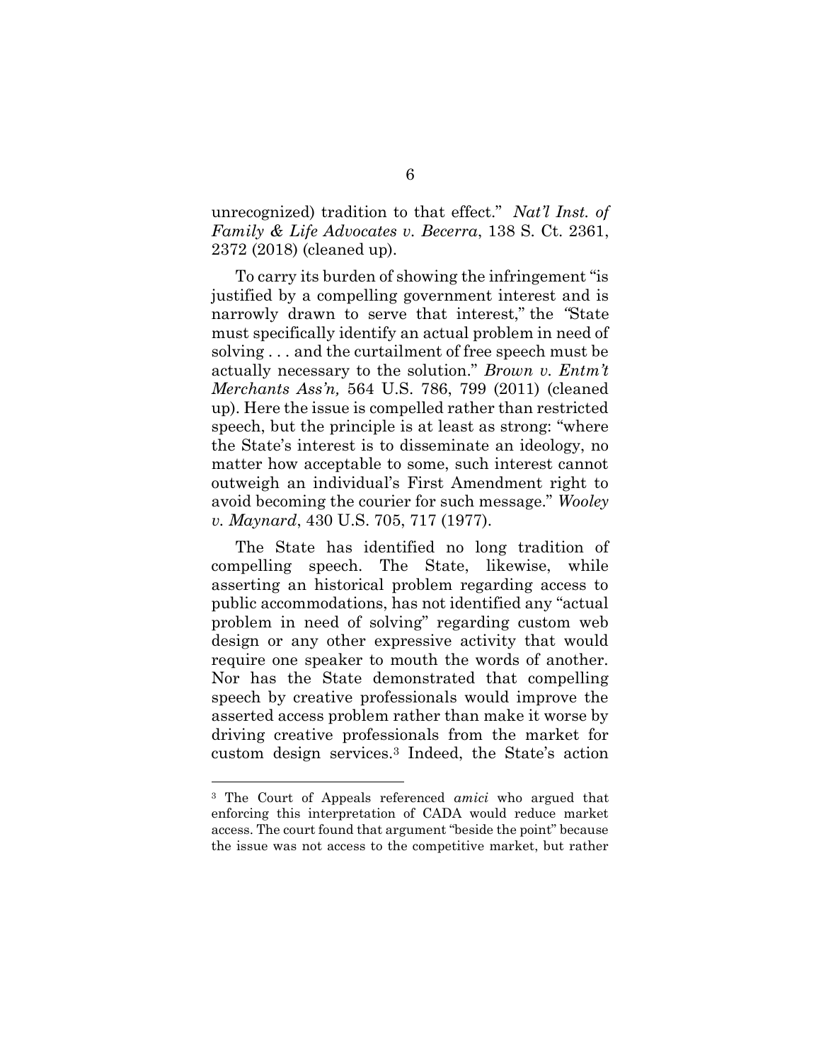unrecognized) tradition to that effect." *Nat'l Inst. of Family & Life Advocates v. Becerra*, 138 S. Ct. 2361, 2372 (2018) (cleaned up).

To carry its burden of showing the infringement "is justified by a compelling government interest and is narrowly drawn to serve that interest," the "State must specifically identify an actual problem in need of solving . . . and the curtailment of free speech must be actually necessary to the solution." *Brown v. Entm't Merchants Ass'n,* 564 U.S. 786, 799 (2011) (cleaned up). Here the issue is compelled rather than restricted speech, but the principle is at least as strong: "where the State's interest is to disseminate an ideology, no matter how acceptable to some, such interest cannot outweigh an individual's First Amendment right to avoid becoming the courier for such message." *Wooley v. Maynard*, 430 U.S. 705, 717 (1977).

The State has identified no long tradition of compelling speech. The State, likewise, while asserting an historical problem regarding access to public accommodations, has not identified any "actual problem in need of solving" regarding custom web design or any other expressive activity that would require one speaker to mouth the words of another. Nor has the State demonstrated that compelling speech by creative professionals would improve the asserted access problem rather than make it worse by driving creative professionals from the market for custom design services.[3] Indeed, the State's action

---

[3] The Court of Appeals referenced *amici* who argued that enforcing this interpretation of CADA would reduce market access. The court found that argument "beside the point" because the issue was not access to the competitive market, but rather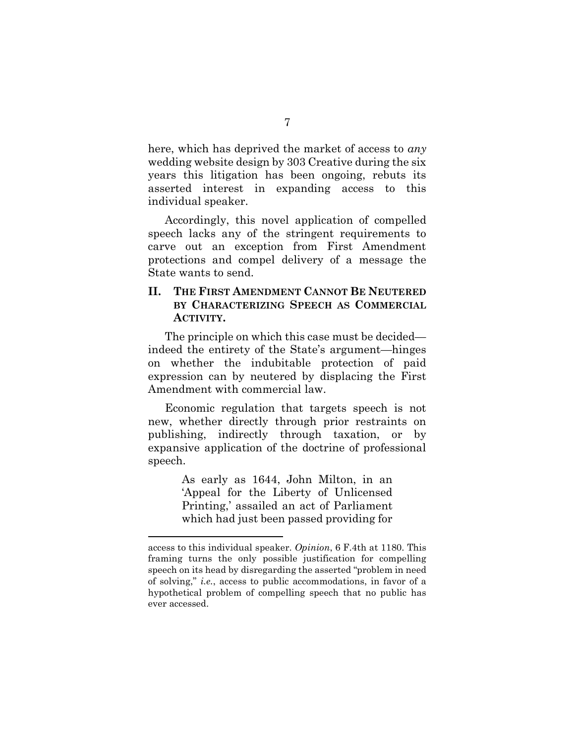here, which has deprived the market of access to *any* wedding website design by 303 Creative during the six years this litigation has been ongoing, rebuts its asserted interest in expanding access to this individual speaker.

Accordingly, this novel application of compelled speech lacks any of the stringent requirements to carve out an exception from First Amendment protections and compel delivery of a message the State wants to send.

## II. THE FIRST AMENDMENT CANNOT BE NEUTERED BY CHARACTERIZING SPEECH AS COMMERCIAL ACTIVITY.

The principle on which this case must be decided—indeed the entirety of the State's argument—hinges on whether the indubitable protection of paid expression can by neutered by displacing the First Amendment with commercial law.

Economic regulation that targets speech is not new, whether directly through prior restraints on publishing, indirectly through taxation, or by expansive application of the doctrine of professional speech.

> As early as 1644, John Milton, in an 'Appeal for the Liberty of Unlicensed Printing,' assailed an act of Parliament which had just been passed providing for

---

access to this individual speaker. *Opinion*, 6 F.4th at 1180. This framing turns the only possible justification for compelling speech on its head by disregarding the asserted "problem in need of solving," *i.e.*, access to public accommodations, in favor of a hypothetical problem of compelling speech that no public has ever accessed.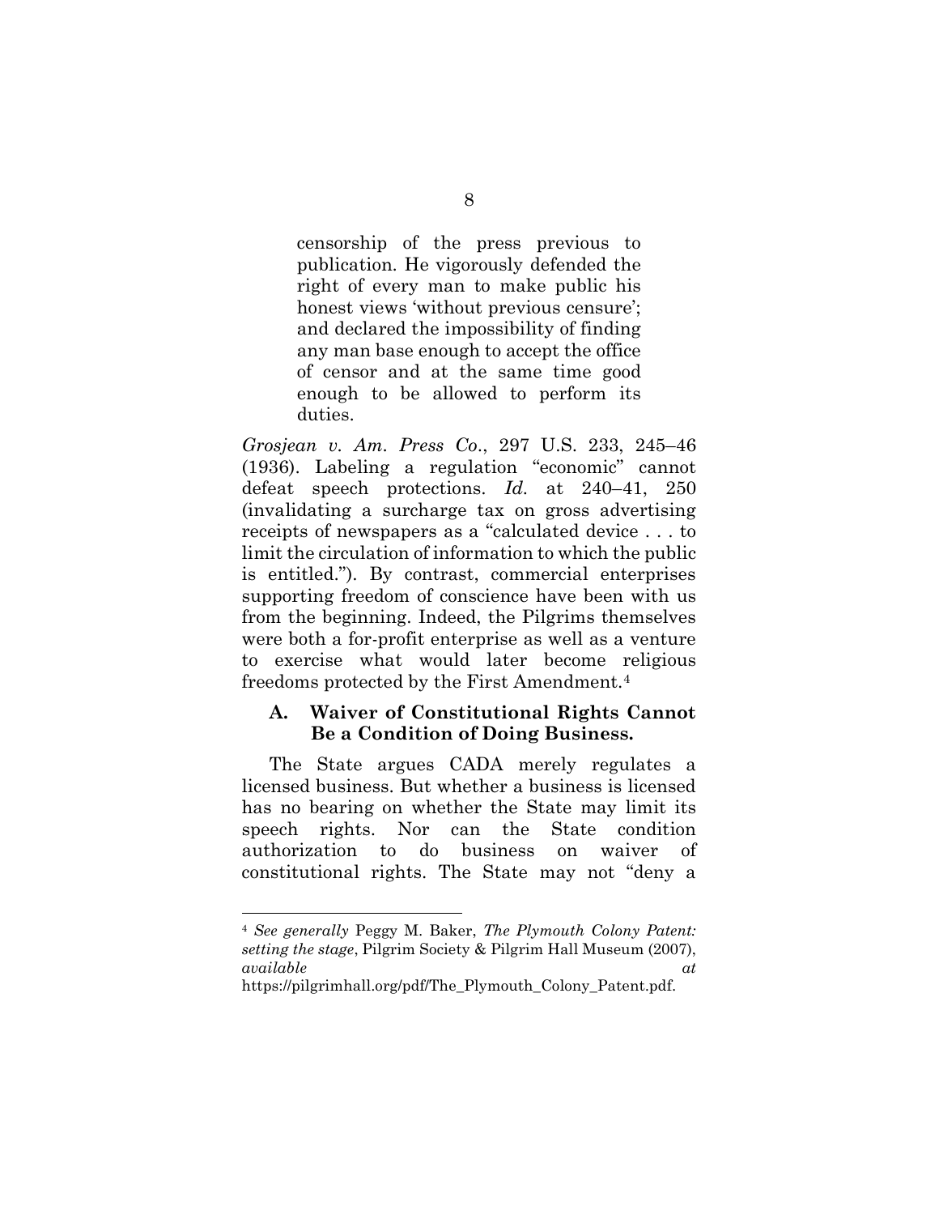> censorship of the press previous to publication. He vigorously defended the right of every man to make public his honest views 'without previous censure'; and declared the impossibility of finding any man base enough to accept the office of censor and at the same time good enough to be allowed to perform its duties.

*Grosjean v. Am. Press Co.*, 297 U.S. 233, 245–46 (1936). Labeling a regulation "economic" cannot defeat speech protections. *Id.* at 240–41, 250 (invalidating a surcharge tax on gross advertising receipts of newspapers as a "calculated device . . . to limit the circulation of information to which the public is entitled."). By contrast, commercial enterprises supporting freedom of conscience have been with us from the beginning. Indeed, the Pilgrims themselves were both a for-profit enterprise as well as a venture to exercise what would later become religious freedoms protected by the First Amendment.[4]

### A. Waiver of Constitutional Rights Cannot Be a Condition of Doing Business.

The State argues CADA merely regulates a licensed business. But whether a business is licensed has no bearing on whether the State may limit its speech rights. Nor can the State condition authorization to do business on waiver of constitutional rights. The State may not "deny a

---

[4] *See generally* Peggy M. Baker, *The Plymouth Colony Patent: setting the stage*, Pilgrim Society & Pilgrim Hall Museum (2007), *available at* https://pilgrimhall.org/pdf/The_Plymouth_Colony_Patent.pdf.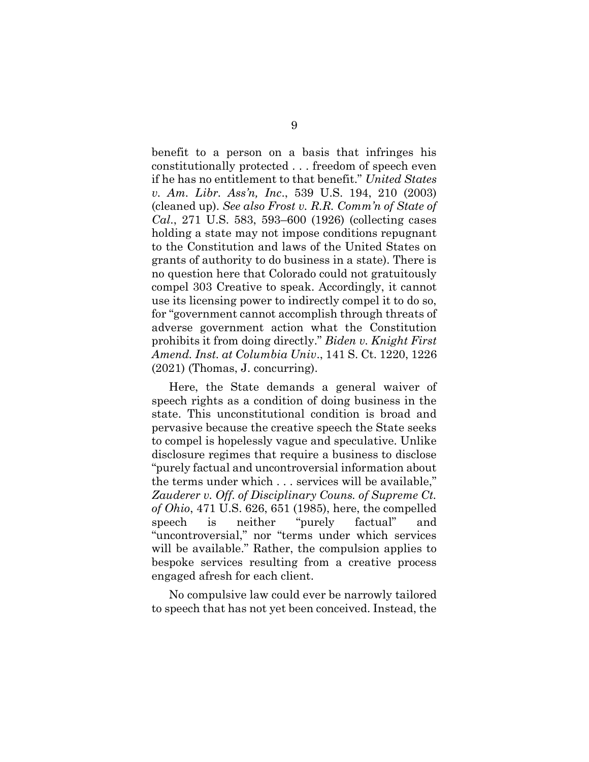benefit to a person on a basis that infringes his constitutionally protected . . . freedom of speech even if he has no entitlement to that benefit." *United States v. Am. Libr. Ass'n, Inc*., 539 U.S. 194, 210 (2003) (cleaned up). *See also Frost v. R.R. Comm'n of State of Cal*., 271 U.S. 583, 593–600 (1926) (collecting cases holding a state may not impose conditions repugnant to the Constitution and laws of the United States on grants of authority to do business in a state). There is no question here that Colorado could not gratuitously compel 303 Creative to speak. Accordingly, it cannot use its licensing power to indirectly compel it to do so, for "government cannot accomplish through threats of adverse government action what the Constitution prohibits it from doing directly." *Biden v. Knight First Amend. Inst. at Columbia Univ*., 141 S. Ct. 1220, 1226 (2021) (Thomas, J. concurring).

Here, the State demands a general waiver of speech rights as a condition of doing business in the state. This unconstitutional condition is broad and pervasive because the creative speech the State seeks to compel is hopelessly vague and speculative. Unlike disclosure regimes that require a business to disclose "purely factual and uncontroversial information about the terms under which . . . services will be available," *Zauderer v. Off. of Disciplinary Couns. of Supreme Ct. of Ohio*, 471 U.S. 626, 651 (1985), here, the compelled speech is neither "purely factual" and "uncontroversial," nor "terms under which services will be available." Rather, the compulsion applies to bespoke services resulting from a creative process engaged afresh for each client.

No compulsive law could ever be narrowly tailored to speech that has not yet been conceived. Instead, the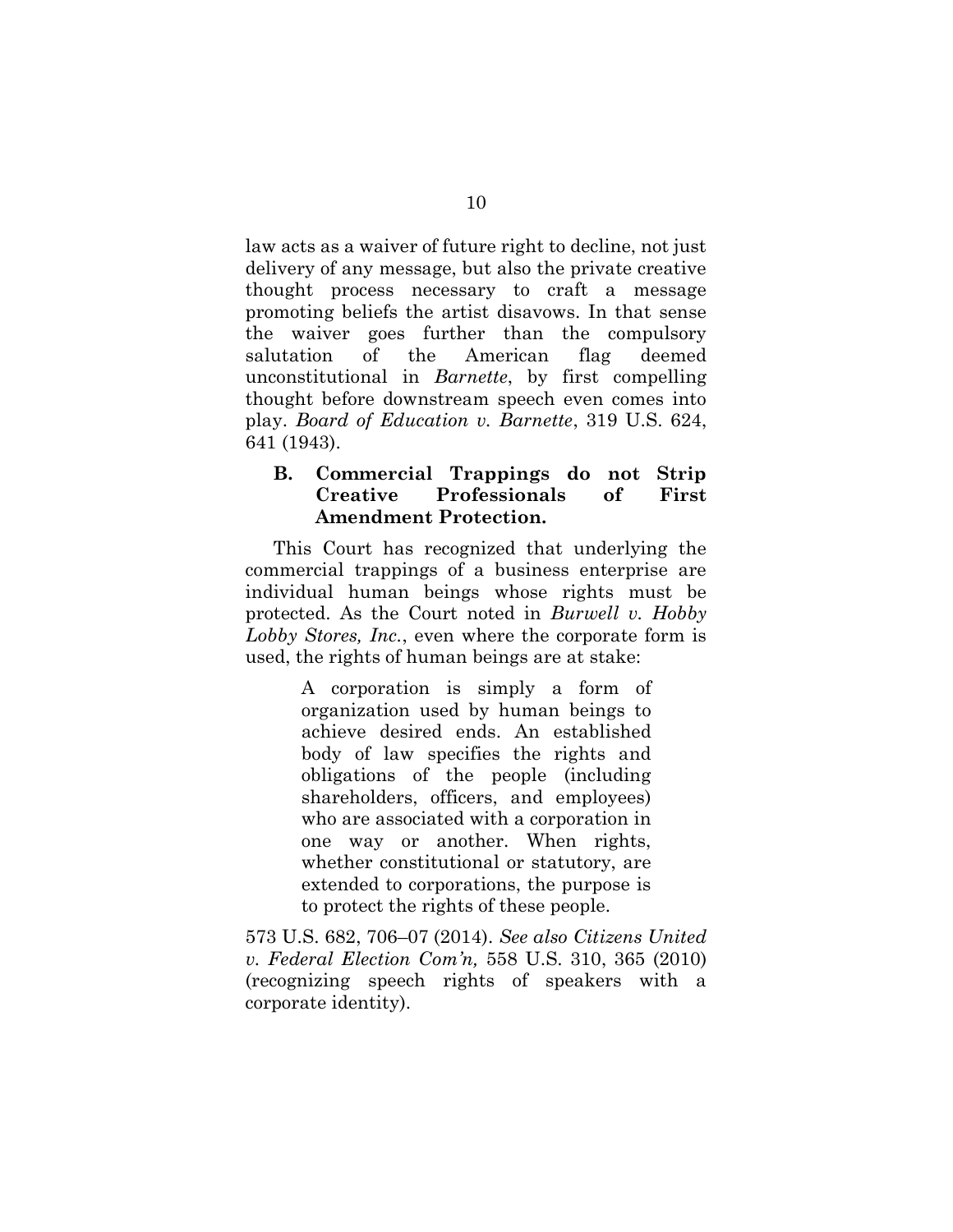law acts as a waiver of future right to decline, not just delivery of any message, but also the private creative thought process necessary to craft a message promoting beliefs the artist disavows. In that sense the waiver goes further than the compulsory salutation of the American flag deemed unconstitutional in *Barnette*, by first compelling thought before downstream speech even comes into play. *Board of Education v. Barnette*, 319 U.S. 624, 641 (1943).

### B. Commercial Trappings do not Strip Creative Professionals of First Amendment Protection.

This Court has recognized that underlying the commercial trappings of a business enterprise are individual human beings whose rights must be protected. As the Court noted in *Burwell v. Hobby Lobby Stores, Inc.*, even where the corporate form is used, the rights of human beings are at stake:

> A corporation is simply a form of organization used by human beings to achieve desired ends. An established body of law specifies the rights and obligations of the people (including shareholders, officers, and employees) who are associated with a corporation in one way or another. When rights, whether constitutional or statutory, are extended to corporations, the purpose is to protect the rights of these people.

573 U.S. 682, 706–07 (2014). *See also Citizens United v. Federal Election Com'n,* 558 U.S. 310, 365 (2010) (recognizing speech rights of speakers with a corporate identity).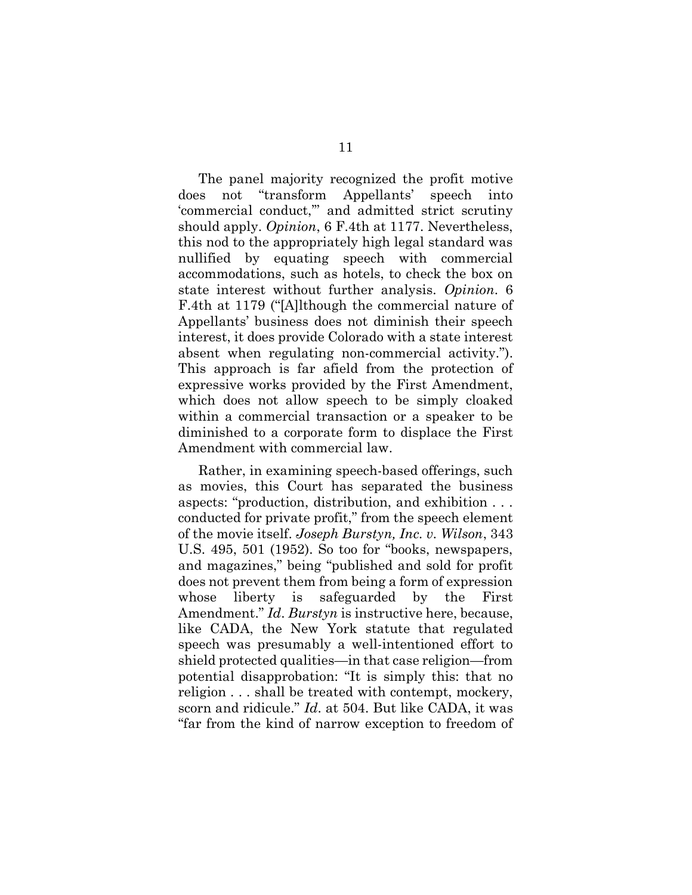The panel majority recognized the profit motive does not "transform Appellants' speech into 'commercial conduct,'" and admitted strict scrutiny should apply. *Opinion*, 6 F.4th at 1177. Nevertheless, this nod to the appropriately high legal standard was nullified by equating speech with commercial accommodations, such as hotels, to check the box on state interest without further analysis. *Opinion*. 6 F.4th at 1179 ("[A]lthough the commercial nature of Appellants' business does not diminish their speech interest, it does provide Colorado with a state interest absent when regulating non-commercial activity."). This approach is far afield from the protection of expressive works provided by the First Amendment, which does not allow speech to be simply cloaked within a commercial transaction or a speaker to be diminished to a corporate form to displace the First Amendment with commercial law.

Rather, in examining speech-based offerings, such as movies, this Court has separated the business aspects: "production, distribution, and exhibition . . . conducted for private profit," from the speech element of the movie itself. *Joseph Burstyn, Inc. v. Wilson*, 343 U.S. 495, 501 (1952). So too for "books, newspapers, and magazines," being "published and sold for profit does not prevent them from being a form of expression whose liberty is safeguarded by the First Amendment." *Id*. *Burstyn* is instructive here, because, like CADA, the New York statute that regulated speech was presumably a well-intentioned effort to shield protected qualities—in that case religion—from potential disapprobation: "It is simply this: that no religion . . . shall be treated with contempt, mockery, scorn and ridicule." *Id*. at 504. But like CADA, it was "far from the kind of narrow exception to freedom of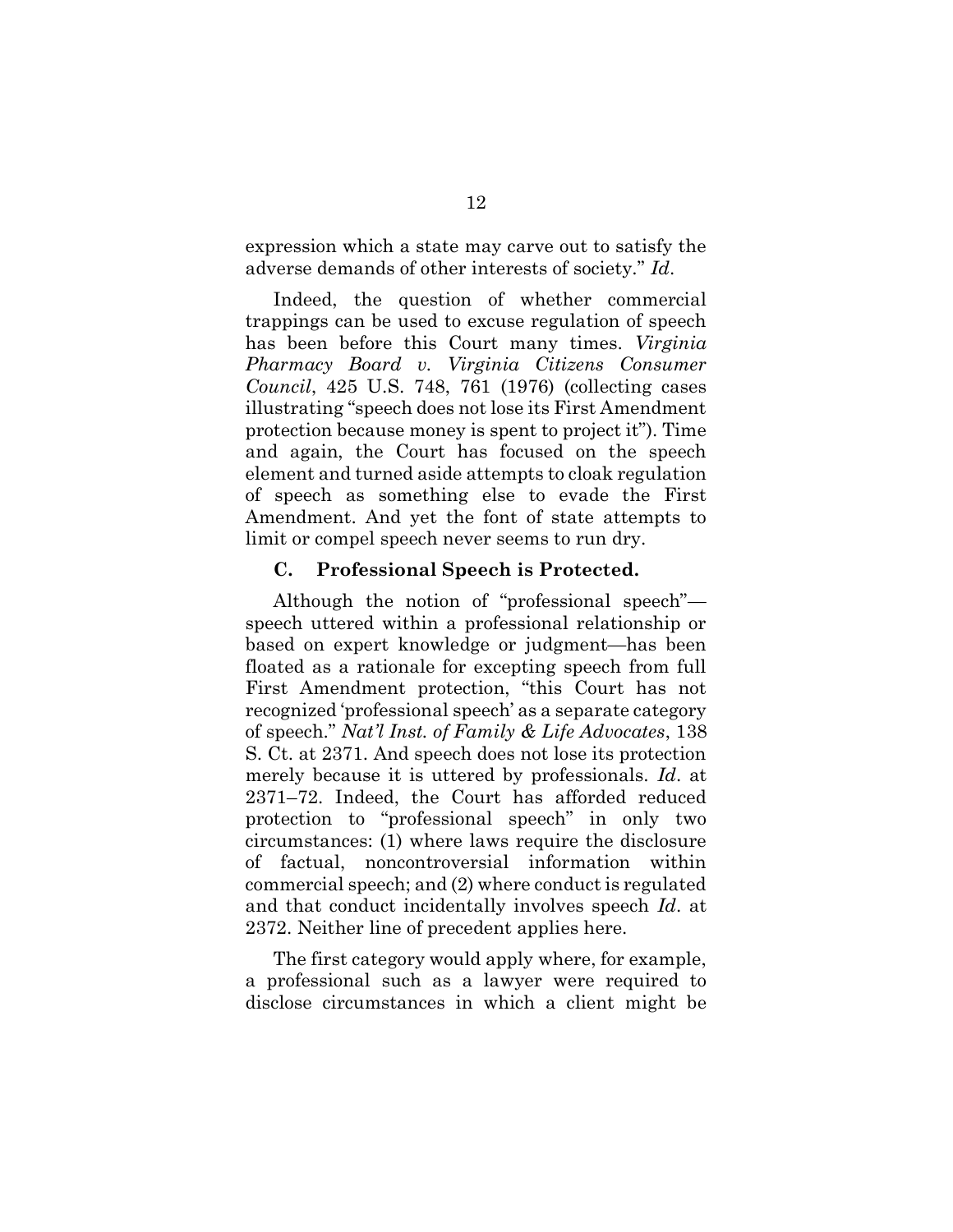expression which a state may carve out to satisfy the adverse demands of other interests of society." *Id*.

Indeed, the question of whether commercial trappings can be used to excuse regulation of speech has been before this Court many times. *Virginia Pharmacy Board v. Virginia Citizens Consumer Council*, 425 U.S. 748, 761 (1976) (collecting cases illustrating "speech does not lose its First Amendment protection because money is spent to project it"). Time and again, the Court has focused on the speech element and turned aside attempts to cloak regulation of speech as something else to evade the First Amendment. And yet the font of state attempts to limit or compel speech never seems to run dry.

### C. Professional Speech is Protected.

Although the notion of "professional speech"—speech uttered within a professional relationship or based on expert knowledge or judgment—has been floated as a rationale for excepting speech from full First Amendment protection, "this Court has not recognized 'professional speech' as a separate category of speech." *Nat'l Inst. of Family & Life Advocates*, 138 S. Ct. at 2371. And speech does not lose its protection merely because it is uttered by professionals. *Id*. at 2371–72. Indeed, the Court has afforded reduced protection to "professional speech" in only two circumstances: (1) where laws require the disclosure of factual, noncontroversial information within commercial speech; and (2) where conduct is regulated and that conduct incidentally involves speech *Id*. at 2372. Neither line of precedent applies here.

The first category would apply where, for example, a professional such as a lawyer were required to disclose circumstances in which a client might be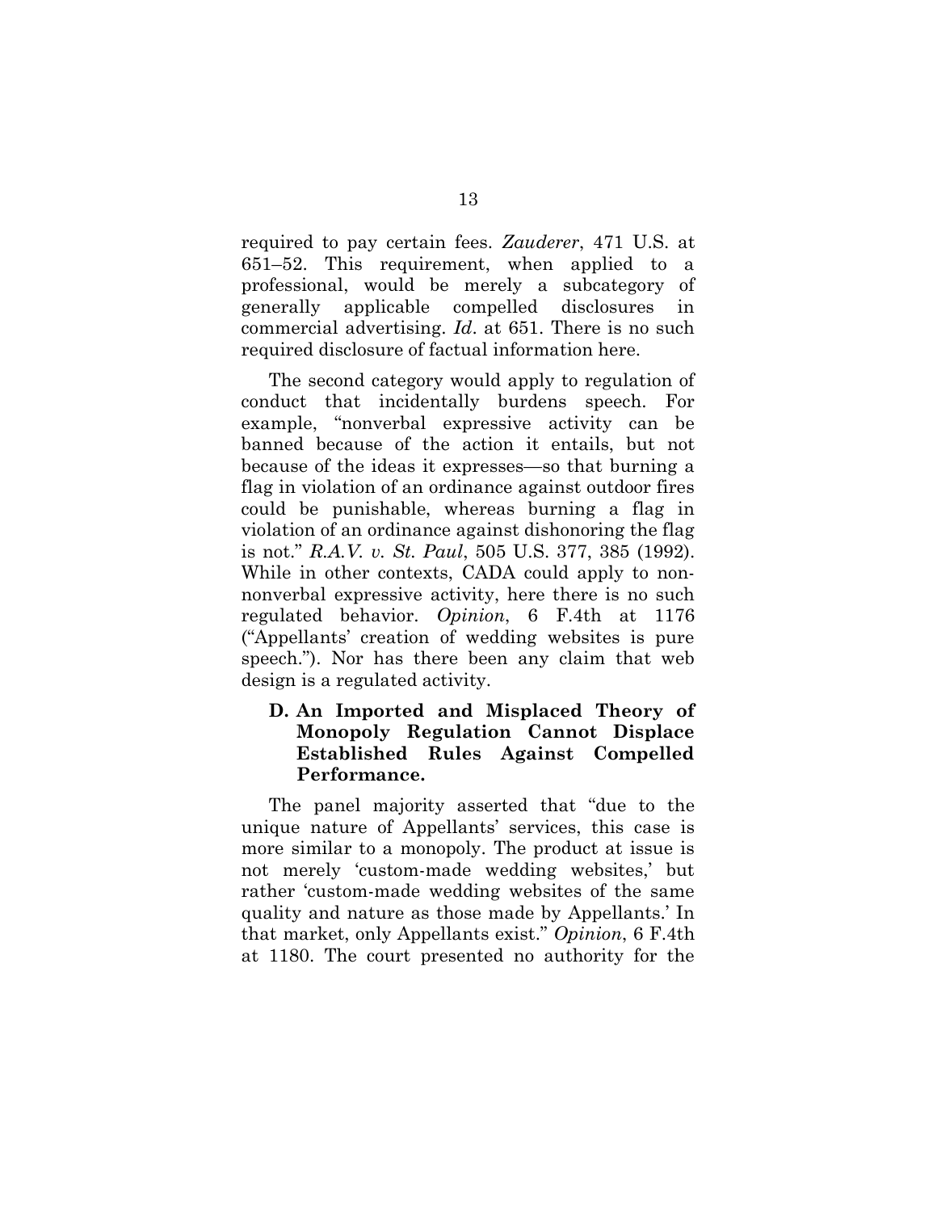required to pay certain fees. *Zauderer*, 471 U.S. at 651–52. This requirement, when applied to a professional, would be merely a subcategory of generally applicable compelled disclosures in commercial advertising. *Id*. at 651. There is no such required disclosure of factual information here.

The second category would apply to regulation of conduct that incidentally burdens speech. For example, "nonverbal expressive activity can be banned because of the action it entails, but not because of the ideas it expresses—so that burning a flag in violation of an ordinance against outdoor fires could be punishable, whereas burning a flag in violation of an ordinance against dishonoring the flag is not." *R.A.V. v. St. Paul*, 505 U.S. 377, 385 (1992). While in other contexts, CADA could apply to non-nonverbal expressive activity, here there is no such regulated behavior. *Opinion*, 6 F.4th at 1176 ("Appellants' creation of wedding websites is pure speech."). Nor has there been any claim that web design is a regulated activity.

### D. An Imported and Misplaced Theory of Monopoly Regulation Cannot Displace Established Rules Against Compelled Performance.

The panel majority asserted that "due to the unique nature of Appellants' services, this case is more similar to a monopoly. The product at issue is not merely 'custom-made wedding websites,' but rather 'custom-made wedding websites of the same quality and nature as those made by Appellants.' In that market, only Appellants exist." *Opinion*, 6 F.4th at 1180. The court presented no authority for the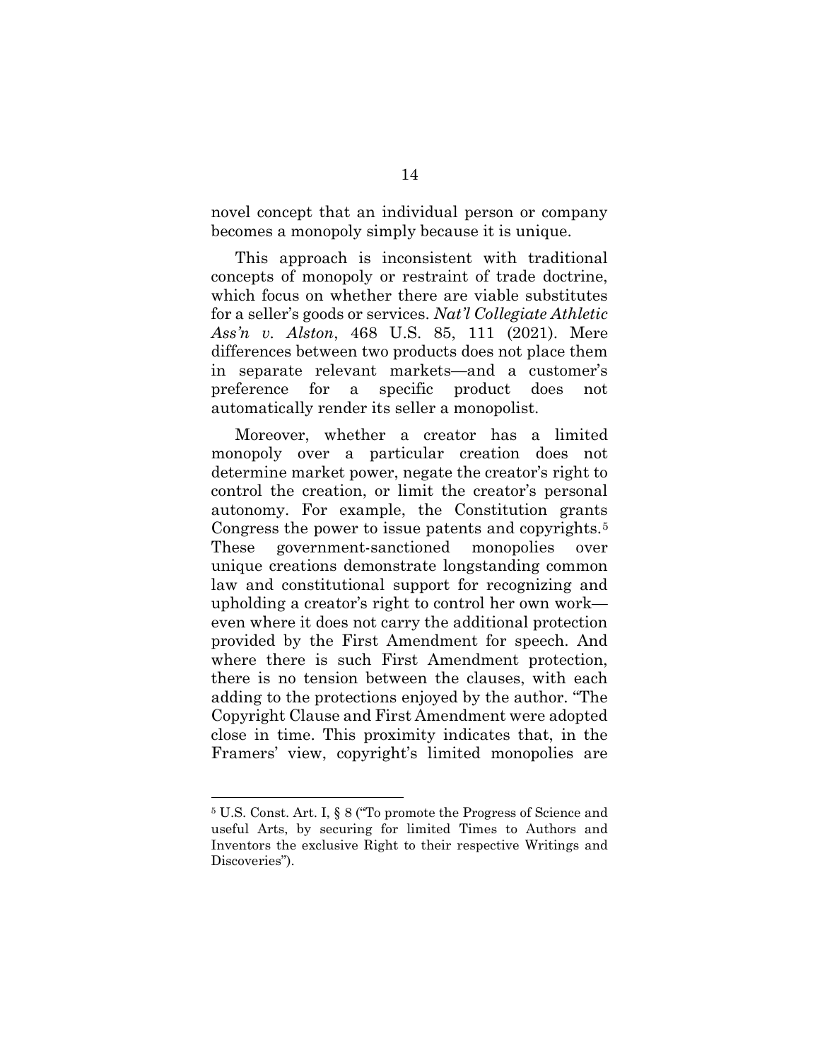novel concept that an individual person or company becomes a monopoly simply because it is unique.

This approach is inconsistent with traditional concepts of monopoly or restraint of trade doctrine, which focus on whether there are viable substitutes for a seller's goods or services. *Nat'l Collegiate Athletic Ass'n v. Alston*, 468 U.S. 85, 111 (2021). Mere differences between two products does not place them in separate relevant markets—and a customer's preference for a specific product does not automatically render its seller a monopolist.

Moreover, whether a creator has a limited monopoly over a particular creation does not determine market power, negate the creator's right to control the creation, or limit the creator's personal autonomy. For example, the Constitution grants Congress the power to issue patents and copyrights.[5] These government-sanctioned monopolies over unique creations demonstrate longstanding common law and constitutional support for recognizing and upholding a creator's right to control her own work—even where it does not carry the additional protection provided by the First Amendment for speech. And where there is such First Amendment protection, there is no tension between the clauses, with each adding to the protections enjoyed by the author. "The Copyright Clause and First Amendment were adopted close in time. This proximity indicates that, in the Framers' view, copyright's limited monopolies are

[5] U.S. Const. Art. I, § 8 ("To promote the Progress of Science and useful Arts, by securing for limited Times to Authors and Inventors the exclusive Right to their respective Writings and Discoveries").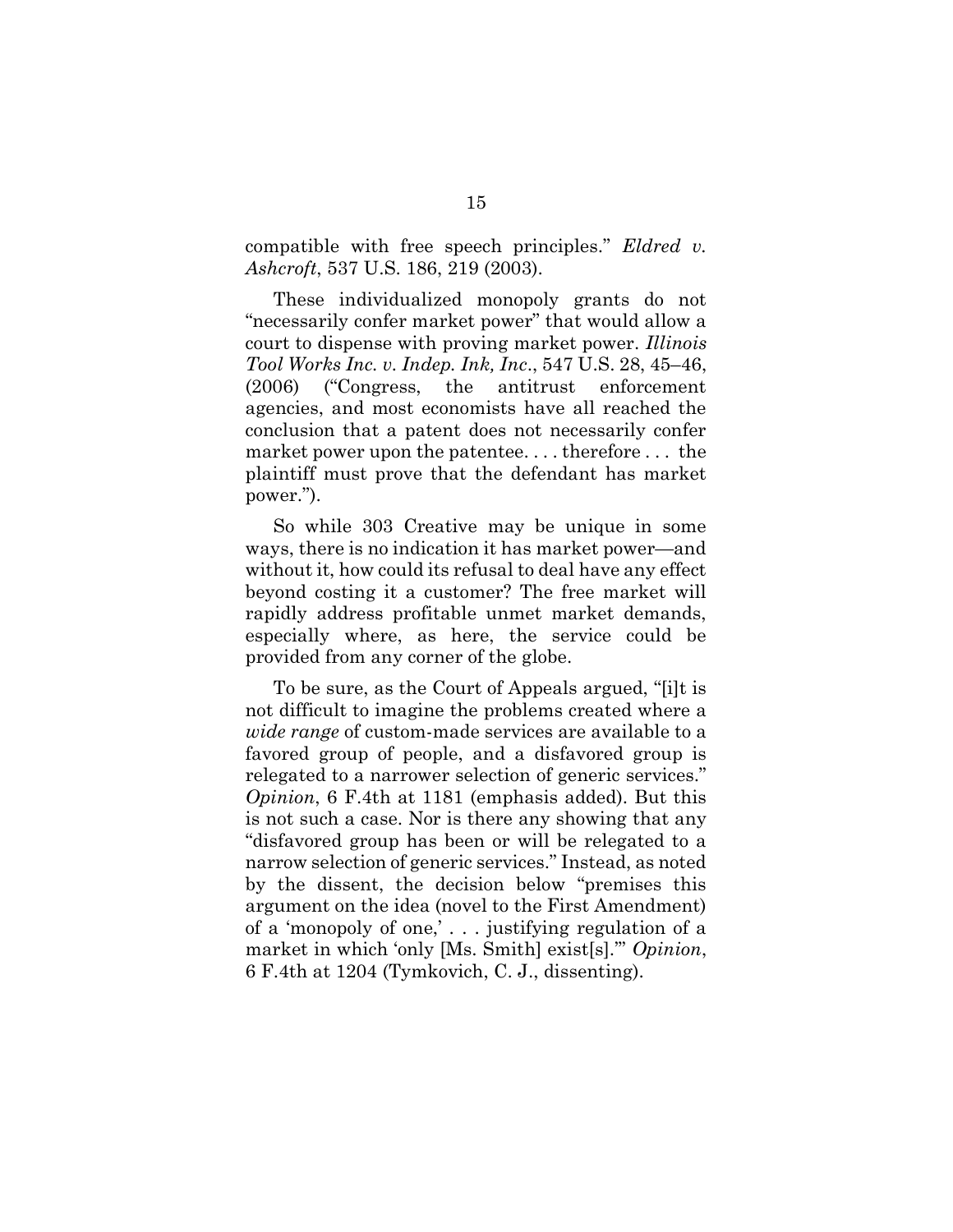compatible with free speech principles." *Eldred v. Ashcroft*, 537 U.S. 186, 219 (2003).

These individualized monopoly grants do not "necessarily confer market power" that would allow a court to dispense with proving market power. *Illinois Tool Works Inc. v. Indep. Ink, Inc*., 547 U.S. 28, 45–46, (2006) ("Congress, the antitrust enforcement agencies, and most economists have all reached the conclusion that a patent does not necessarily confer market power upon the patentee. . . . therefore . . . the plaintiff must prove that the defendant has market power.").

So while 303 Creative may be unique in some ways, there is no indication it has market power—and without it, how could its refusal to deal have any effect beyond costing it a customer? The free market will rapidly address profitable unmet market demands, especially where, as here, the service could be provided from any corner of the globe.

To be sure, as the Court of Appeals argued, "[i]t is not difficult to imagine the problems created where a *wide range* of custom-made services are available to a favored group of people, and a disfavored group is relegated to a narrower selection of generic services." *Opinion*, 6 F.4th at 1181 (emphasis added). But this is not such a case. Nor is there any showing that any "disfavored group has been or will be relegated to a narrow selection of generic services." Instead, as noted by the dissent, the decision below "premises this argument on the idea (novel to the First Amendment) of a 'monopoly of one,' . . . justifying regulation of a market in which 'only [Ms. Smith] exist[s].'" *Opinion*, 6 F.4th at 1204 (Tymkovich, C. J., dissenting).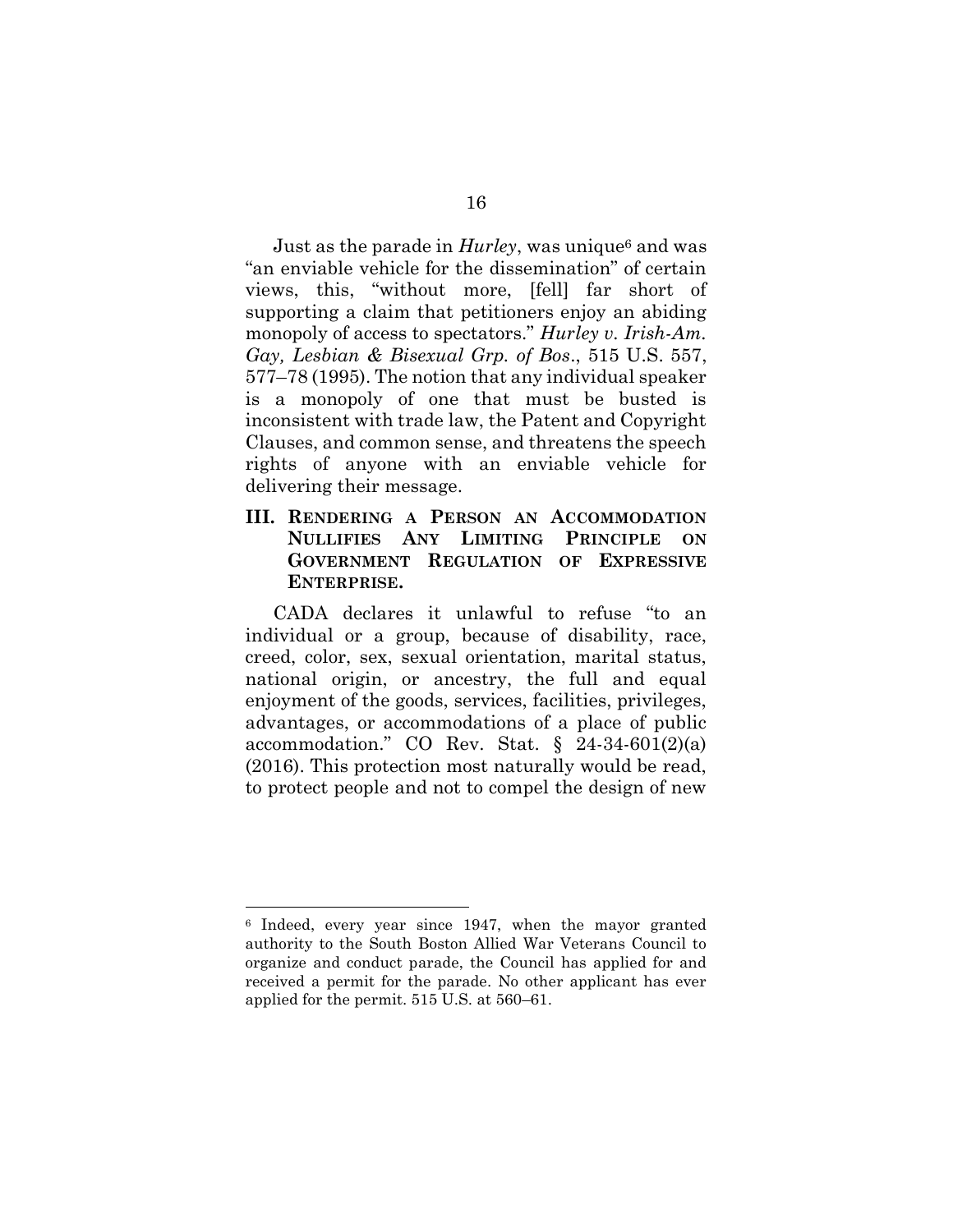Just as the parade in *Hurley*, was unique[6] and was "an enviable vehicle for the dissemination" of certain views, this, "without more, [fell] far short of supporting a claim that petitioners enjoy an abiding monopoly of access to spectators." *Hurley v. Irish-Am. Gay, Lesbian & Bisexual Grp. of Bos*., 515 U.S. 557, 577–78 (1995). The notion that any individual speaker is a monopoly of one that must be busted is inconsistent with trade law, the Patent and Copyright Clauses, and common sense, and threatens the speech rights of anyone with an enviable vehicle for delivering their message.

## III. RENDERING A PERSON AN ACCOMMODATION NULLIFIES ANY LIMITING PRINCIPLE ON GOVERNMENT REGULATION OF EXPRESSIVE ENTERPRISE.

CADA declares it unlawful to refuse "to an individual or a group, because of disability, race, creed, color, sex, sexual orientation, marital status, national origin, or ancestry, the full and equal enjoyment of the goods, services, facilities, privileges, advantages, or accommodations of a place of public accommodation." CO Rev. Stat. § 24-34-601(2)(a) (2016). This protection most naturally would be read, to protect people and not to compel the design of new

---

[6] Indeed, every year since 1947, when the mayor granted authority to the South Boston Allied War Veterans Council to organize and conduct parade, the Council has applied for and received a permit for the parade. No other applicant has ever applied for the permit. 515 U.S. at 560–61.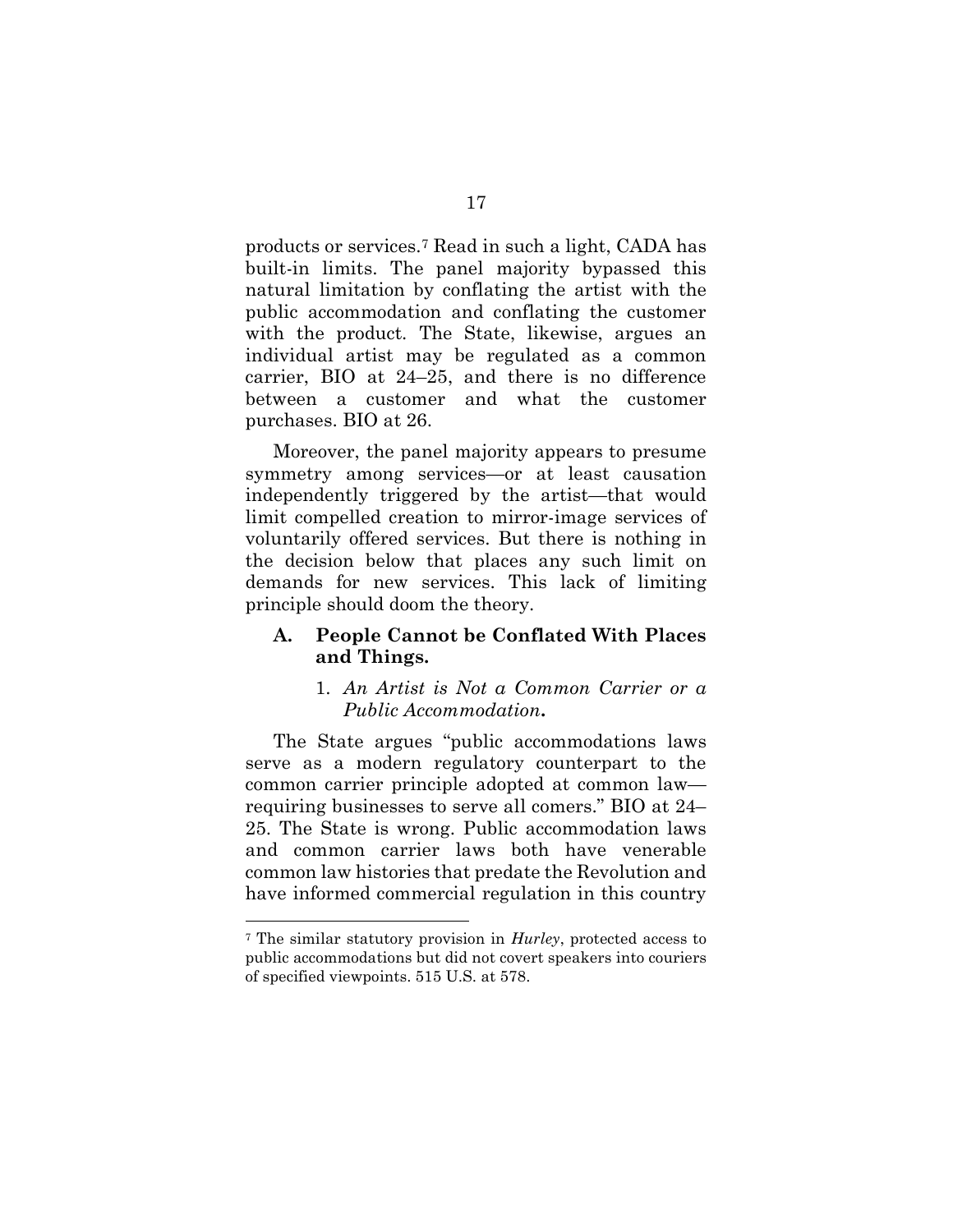products or services.[7] Read in such a light, CADA has built-in limits. The panel majority bypassed this natural limitation by conflating the artist with the public accommodation and conflating the customer with the product. The State, likewise, argues an individual artist may be regulated as a common carrier, BIO at 24–25, and there is no difference between a customer and what the customer purchases. BIO at 26.

Moreover, the panel majority appears to presume symmetry among services—or at least causation independently triggered by the artist—that would limit compelled creation to mirror-image services of voluntarily offered services. But there is nothing in the decision below that places any such limit on demands for new services. This lack of limiting principle should doom the theory.

### A. People Cannot be Conflated With Places and Things.

#### 1. *An Artist is Not a Common Carrier or a Public Accommodation***.**

The State argues "public accommodations laws serve as a modern regulatory counterpart to the common carrier principle adopted at common law—requiring businesses to serve all comers." BIO at 24–25. The State is wrong. Public accommodation laws and common carrier laws both have venerable common law histories that predate the Revolution and have informed commercial regulation in this country

---

[7] The similar statutory provision in *Hurley*, protected access to public accommodations but did not covert speakers into couriers of specified viewpoints. 515 U.S. at 578.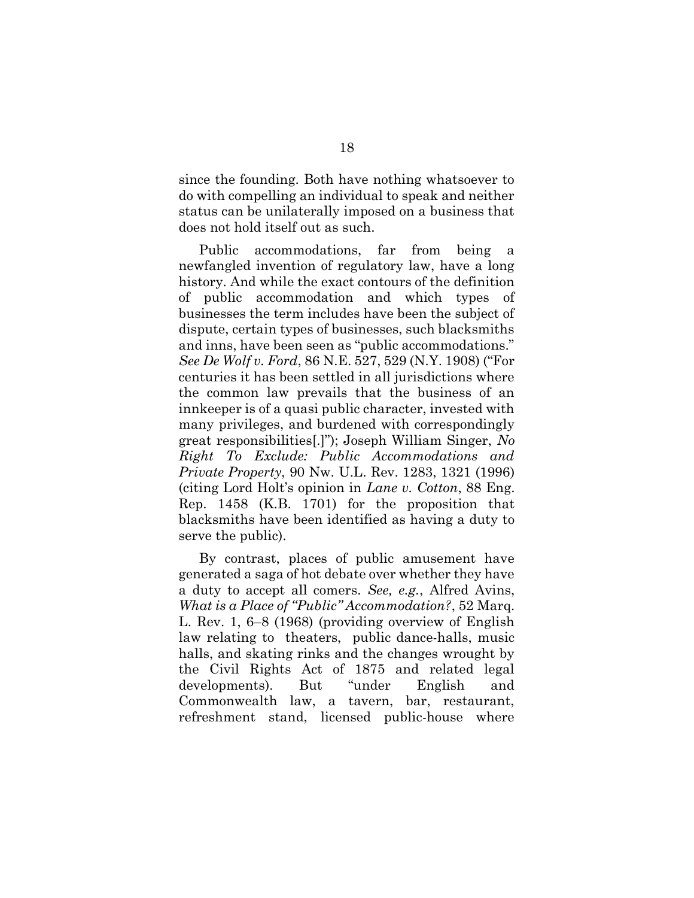since the founding. Both have nothing whatsoever to do with compelling an individual to speak and neither status can be unilaterally imposed on a business that does not hold itself out as such.

Public accommodations, far from being a newfangled invention of regulatory law, have a long history. And while the exact contours of the definition of public accommodation and which types of businesses the term includes have been the subject of dispute, certain types of businesses, such blacksmiths and inns, have been seen as "public accommodations." *See De Wolf v. Ford*, 86 N.E. 527, 529 (N.Y. 1908) ("For centuries it has been settled in all jurisdictions where the common law prevails that the business of an innkeeper is of a quasi public character, invested with many privileges, and burdened with correspondingly great responsibilities[.]"); Joseph William Singer, *No Right To Exclude: Public Accommodations and Private Property*, 90 Nw. U.L. Rev. 1283, 1321 (1996) (citing Lord Holt's opinion in *Lane v. Cotton*, 88 Eng. Rep. 1458 (K.B. 1701) for the proposition that blacksmiths have been identified as having a duty to serve the public).

By contrast, places of public amusement have generated a saga of hot debate over whether they have a duty to accept all comers. *See, e.g.*, Alfred Avins, *What is a Place of "Public" Accommodation?*, 52 Marq. L. Rev. 1, 6–8 (1968) (providing overview of English law relating to theaters, public dance-halls, music halls, and skating rinks and the changes wrought by the Civil Rights Act of 1875 and related legal developments). But "under English and Commonwealth law, a tavern, bar, restaurant, refreshment stand, licensed public-house where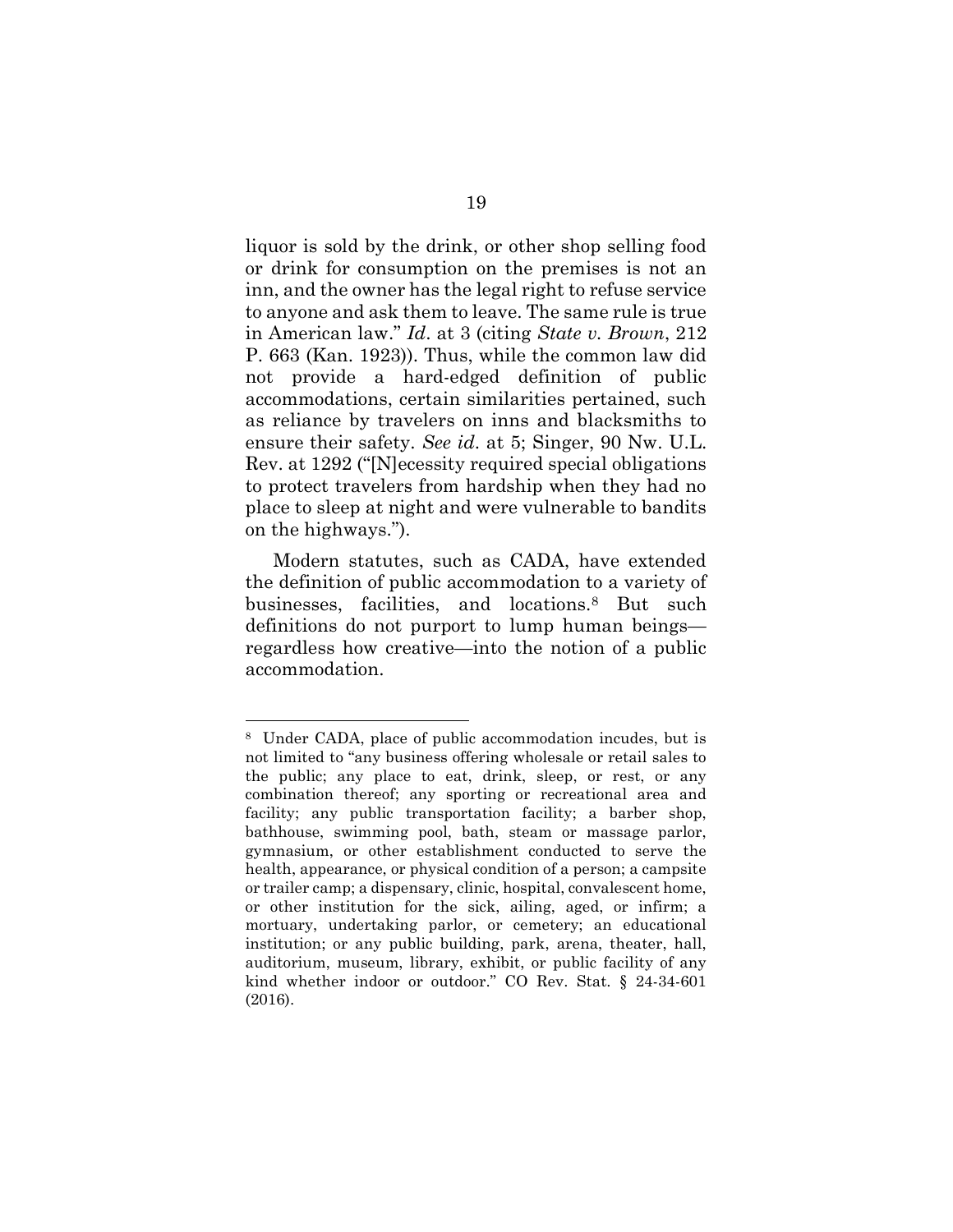liquor is sold by the drink, or other shop selling food or drink for consumption on the premises is not an inn, and the owner has the legal right to refuse service to anyone and ask them to leave. The same rule is true in American law." *Id*. at 3 (citing *State v. Brown*, 212 P. 663 (Kan. 1923)). Thus, while the common law did not provide a hard-edged definition of public accommodations, certain similarities pertained, such as reliance by travelers on inns and blacksmiths to ensure their safety. *See id*. at 5; Singer, 90 Nw. U.L. Rev. at 1292 ("[N]ecessity required special obligations to protect travelers from hardship when they had no place to sleep at night and were vulnerable to bandits on the highways.").

Modern statutes, such as CADA, have extended the definition of public accommodation to a variety of businesses, facilities, and locations.[8] But such definitions do not purport to lump human beings—regardless how creative—into the notion of a public accommodation.

---

[8] Under CADA, place of public accommodation incudes, but is not limited to "any business offering wholesale or retail sales to the public; any place to eat, drink, sleep, or rest, or any combination thereof; any sporting or recreational area and facility; any public transportation facility; a barber shop, bathhouse, swimming pool, bath, steam or massage parlor, gymnasium, or other establishment conducted to serve the health, appearance, or physical condition of a person; a campsite or trailer camp; a dispensary, clinic, hospital, convalescent home, or other institution for the sick, ailing, aged, or infirm; a mortuary, undertaking parlor, or cemetery; an educational institution; or any public building, park, arena, theater, hall, auditorium, museum, library, exhibit, or public facility of any kind whether indoor or outdoor." CO Rev. Stat. § 24-34-601 (2016).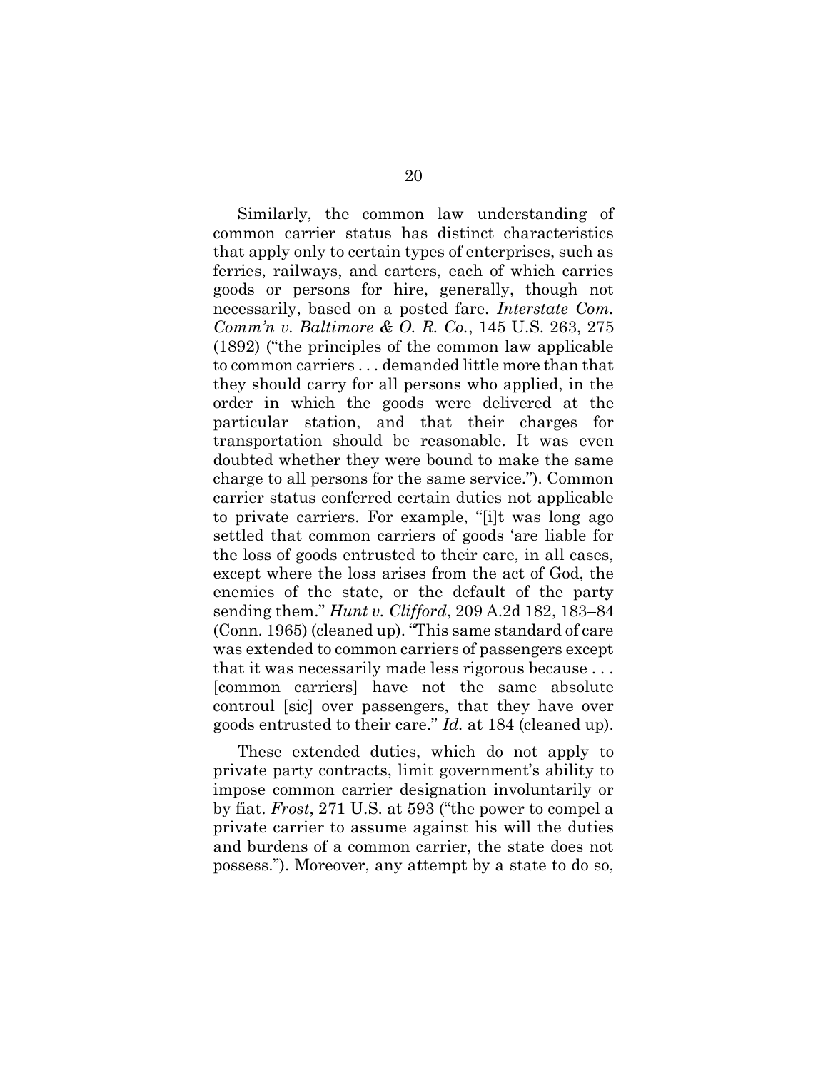Similarly, the common law understanding of common carrier status has distinct characteristics that apply only to certain types of enterprises, such as ferries, railways, and carters, each of which carries goods or persons for hire, generally, though not necessarily, based on a posted fare. *Interstate Com. Comm'n v. Baltimore & O. R. Co.*, 145 U.S. 263, 275 (1892) ("the principles of the common law applicable to common carriers . . . demanded little more than that they should carry for all persons who applied, in the order in which the goods were delivered at the particular station, and that their charges for transportation should be reasonable. It was even doubted whether they were bound to make the same charge to all persons for the same service."). Common carrier status conferred certain duties not applicable to private carriers. For example, "[i]t was long ago settled that common carriers of goods 'are liable for the loss of goods entrusted to their care, in all cases, except where the loss arises from the act of God, the enemies of the state, or the default of the party sending them." *Hunt v. Clifford*, 209 A.2d 182, 183–84 (Conn. 1965) (cleaned up). "This same standard of care was extended to common carriers of passengers except that it was necessarily made less rigorous because . . . [common carriers] have not the same absolute controul [sic] over passengers, that they have over goods entrusted to their care." *Id.* at 184 (cleaned up).

These extended duties, which do not apply to private party contracts, limit government's ability to impose common carrier designation involuntarily or by fiat. *Frost*, 271 U.S. at 593 ("the power to compel a private carrier to assume against his will the duties and burdens of a common carrier, the state does not possess."). Moreover, any attempt by a state to do so,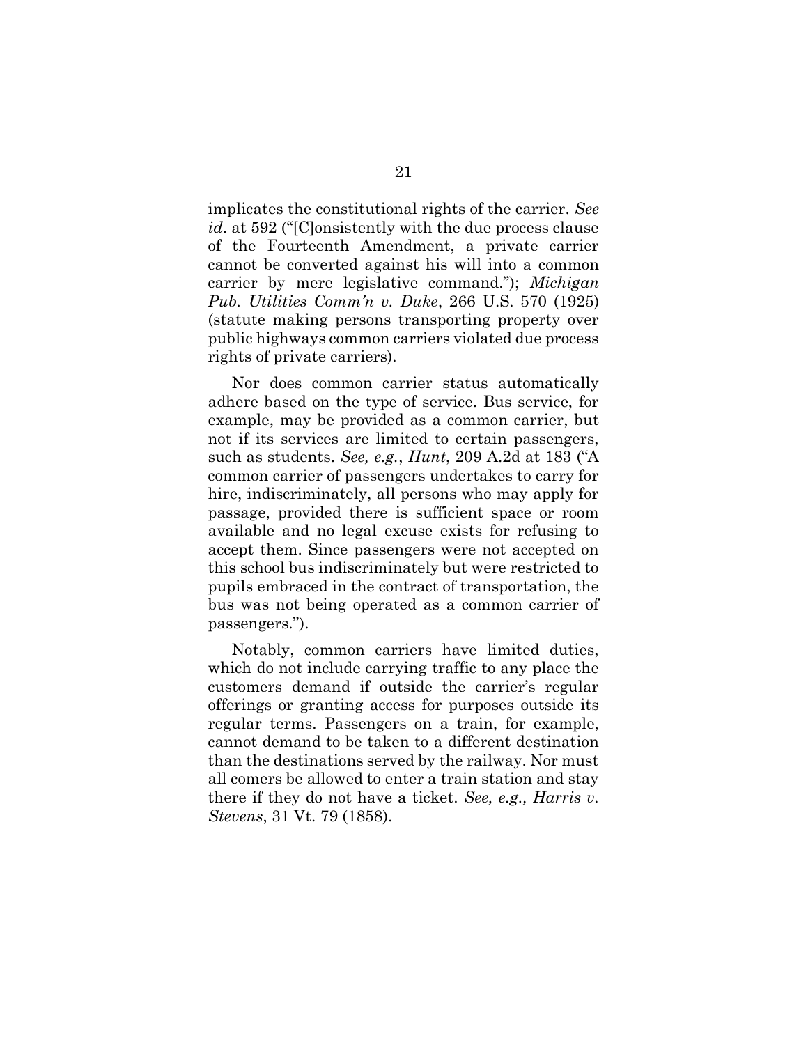implicates the constitutional rights of the carrier. *See id*. at 592 ("[C]onsistently with the due process clause of the Fourteenth Amendment, a private carrier cannot be converted against his will into a common carrier by mere legislative command."); *Michigan Pub. Utilities Comm'n v. Duke*, 266 U.S. 570 (1925) (statute making persons transporting property over public highways common carriers violated due process rights of private carriers).

Nor does common carrier status automatically adhere based on the type of service. Bus service, for example, may be provided as a common carrier, but not if its services are limited to certain passengers, such as students. *See, e.g.*, *Hunt*, 209 A.2d at 183 ("A common carrier of passengers undertakes to carry for hire, indiscriminately, all persons who may apply for passage, provided there is sufficient space or room available and no legal excuse exists for refusing to accept them. Since passengers were not accepted on this school bus indiscriminately but were restricted to pupils embraced in the contract of transportation, the bus was not being operated as a common carrier of passengers.").

Notably, common carriers have limited duties, which do not include carrying traffic to any place the customers demand if outside the carrier's regular offerings or granting access for purposes outside its regular terms. Passengers on a train, for example, cannot demand to be taken to a different destination than the destinations served by the railway. Nor must all comers be allowed to enter a train station and stay there if they do not have a ticket. *See, e.g., Harris v. Stevens*, 31 Vt. 79 (1858).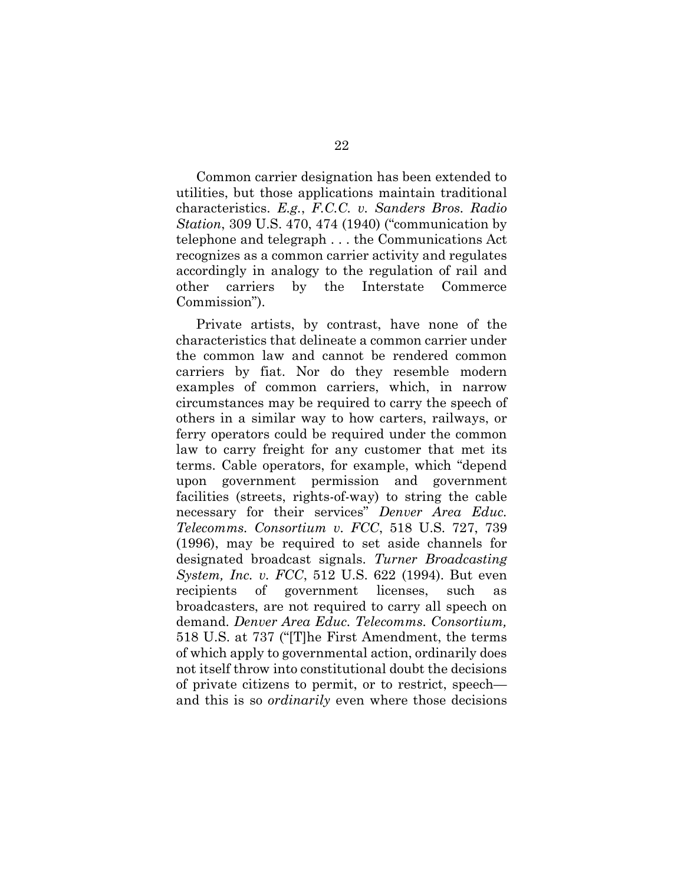Common carrier designation has been extended to utilities, but those applications maintain traditional characteristics. *E.g.*, *F.C.C. v. Sanders Bros. Radio Station*, 309 U.S. 470, 474 (1940) ("communication by telephone and telegraph . . . the Communications Act recognizes as a common carrier activity and regulates accordingly in analogy to the regulation of rail and other carriers by the Interstate Commerce Commission").

Private artists, by contrast, have none of the characteristics that delineate a common carrier under the common law and cannot be rendered common carriers by fiat. Nor do they resemble modern examples of common carriers, which, in narrow circumstances may be required to carry the speech of others in a similar way to how carters, railways, or ferry operators could be required under the common law to carry freight for any customer that met its terms. Cable operators, for example, which "depend upon government permission and government facilities (streets, rights-of-way) to string the cable necessary for their services" *Denver Area Educ. Telecomms. Consortium v. FCC*, 518 U.S. 727, 739 (1996), may be required to set aside channels for designated broadcast signals. *Turner Broadcasting System, Inc. v. FCC*, 512 U.S. 622 (1994). But even recipients of government licenses, such as broadcasters, are not required to carry all speech on demand. *Denver Area Educ. Telecomms. Consortium,* 518 U.S. at 737 ("[T]he First Amendment, the terms of which apply to governmental action, ordinarily does not itself throw into constitutional doubt the decisions of private citizens to permit, or to restrict, speech—and this is so *ordinarily* even where those decisions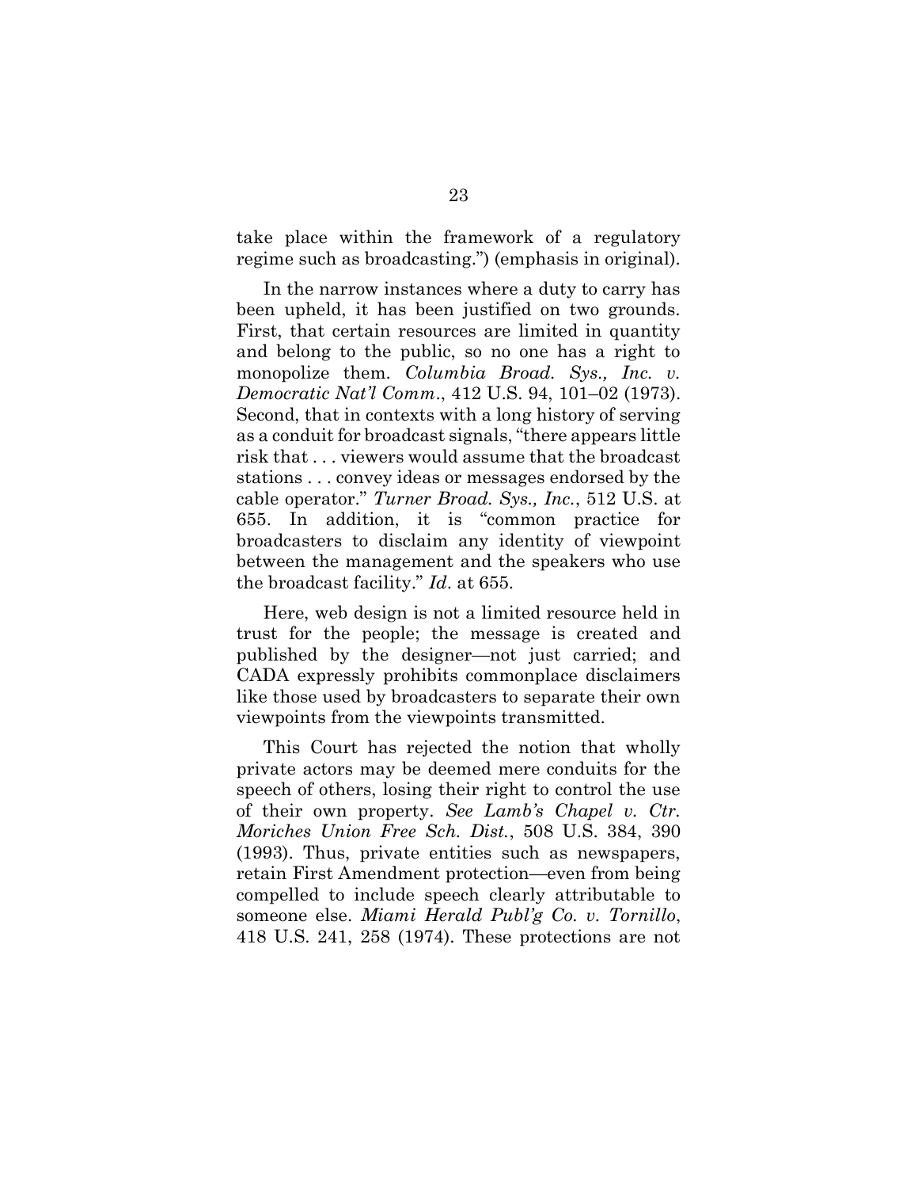take place within the framework of a regulatory regime such as broadcasting.") (emphasis in original).

In the narrow instances where a duty to carry has been upheld, it has been justified on two grounds. First, that certain resources are limited in quantity and belong to the public, so no one has a right to monopolize them. *Columbia Broad. Sys., Inc. v. Democratic Nat'l Comm*., 412 U.S. 94, 101–02 (1973). Second, that in contexts with a long history of serving as a conduit for broadcast signals, "there appears little risk that . . . viewers would assume that the broadcast stations . . . convey ideas or messages endorsed by the cable operator." *Turner Broad. Sys., Inc.*, 512 U.S. at 655. In addition, it is "common practice for broadcasters to disclaim any identity of viewpoint between the management and the speakers who use the broadcast facility." *Id*. at 655.

Here, web design is not a limited resource held in trust for the people; the message is created and published by the designer—not just carried; and CADA expressly prohibits commonplace disclaimers like those used by broadcasters to separate their own viewpoints from the viewpoints transmitted.

This Court has rejected the notion that wholly private actors may be deemed mere conduits for the speech of others, losing their right to control the use of their own property. *See Lamb's Chapel v. Ctr. Moriches Union Free Sch. Dist.*, 508 U.S. 384, 390 (1993). Thus, private entities such as newspapers, retain First Amendment protection—even from being compelled to include speech clearly attributable to someone else. *Miami Herald Publ'g Co. v. Tornillo*, 418 U.S. 241, 258 (1974). These protections are not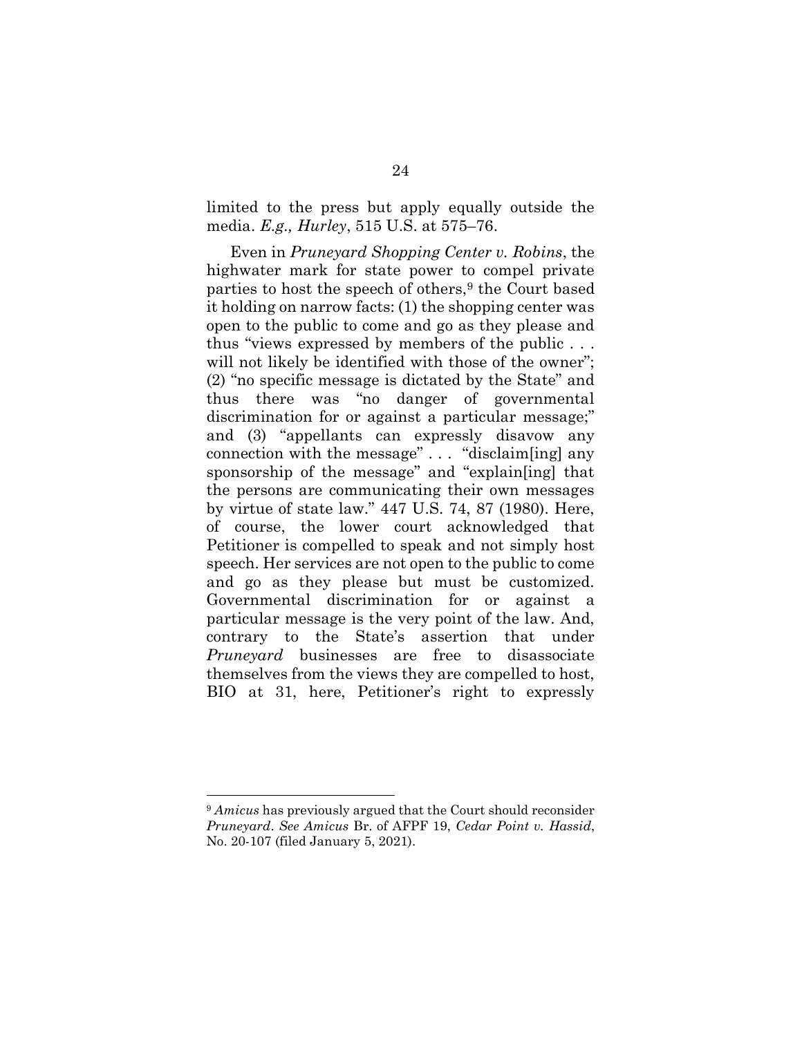limited to the press but apply equally outside the media. *E.g., Hurley*, 515 U.S. at 575–76.

Even in *Pruneyard Shopping Center v. Robins*, the highwater mark for state power to compel private parties to host the speech of others,[9] the Court based it holding on narrow facts: (1) the shopping center was open to the public to come and go as they please and thus "views expressed by members of the public . . . will not likely be identified with those of the owner"; (2) "no specific message is dictated by the State" and thus there was "no danger of governmental discrimination for or against a particular message;" and (3) "appellants can expressly disavow any connection with the message" . . . "disclaim[ing] any sponsorship of the message" and "explain[ing] that the persons are communicating their own messages by virtue of state law." 447 U.S. 74, 87 (1980). Here, of course, the lower court acknowledged that Petitioner is compelled to speak and not simply host speech. Her services are not open to the public to come and go as they please but must be customized. Governmental discrimination for or against a particular message is the very point of the law. And, contrary to the State's assertion that under *Pruneyard* businesses are free to disassociate themselves from the views they are compelled to host, BIO at 31, here, Petitioner's right to expressly

---

[9] *Amicus* has previously argued that the Court should reconsider *Pruneyard*. *See Amicus* Br. of AFPF 19, *Cedar Point v. Hassid*, No. 20-107 (filed January 5, 2021).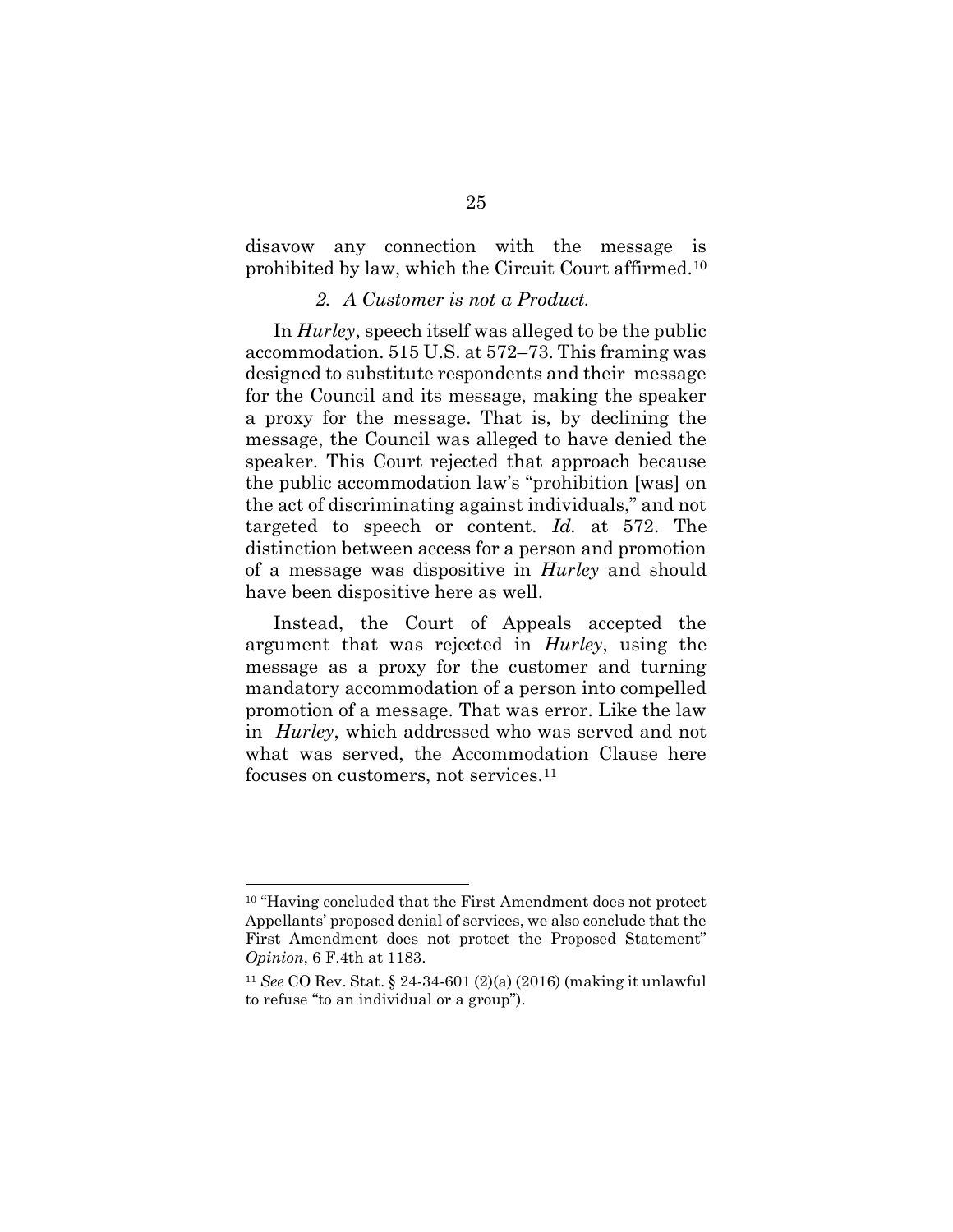disavow any connection with the message is prohibited by law, which the Circuit Court affirmed.[10]

### *2. A Customer is not a Product.*

In *Hurley*, speech itself was alleged to be the public accommodation. 515 U.S. at 572–73. This framing was designed to substitute respondents and their message for the Council and its message, making the speaker a proxy for the message. That is, by declining the message, the Council was alleged to have denied the speaker. This Court rejected that approach because the public accommodation law's "prohibition [was] on the act of discriminating against individuals," and not targeted to speech or content. *Id.* at 572. The distinction between access for a person and promotion of a message was dispositive in *Hurley* and should have been dispositive here as well.

Instead, the Court of Appeals accepted the argument that was rejected in *Hurley*, using the message as a proxy for the customer and turning mandatory accommodation of a person into compelled promotion of a message. That was error. Like the law in *Hurley*, which addressed who was served and not what was served, the Accommodation Clause here focuses on customers, not services.[11]

---

[10] "Having concluded that the First Amendment does not protect Appellants' proposed denial of services, we also conclude that the First Amendment does not protect the Proposed Statement" *Opinion*, 6 F.4th at 1183.

[11] *See* CO Rev. Stat. § 24-34-601 (2)(a) (2016) (making it unlawful to refuse "to an individual or a group").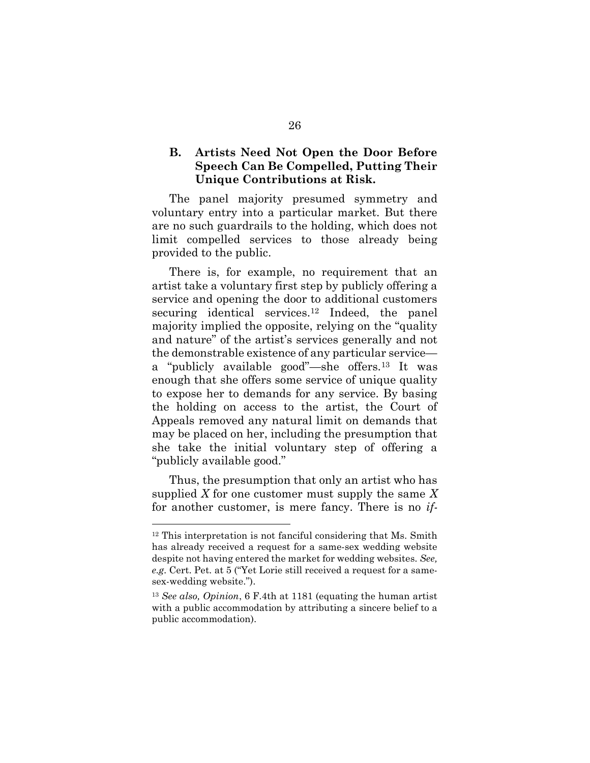### B. Artists Need Not Open the Door Before Speech Can Be Compelled, Putting Their Unique Contributions at Risk.

The panel majority presumed symmetry and voluntary entry into a particular market. But there are no such guardrails to the holding, which does not limit compelled services to those already being provided to the public.

There is, for example, no requirement that an artist take a voluntary first step by publicly offering a service and opening the door to additional customers securing identical services.[12] Indeed, the panel majority implied the opposite, relying on the "quality and nature" of the artist's services generally and not the demonstrable existence of any particular service—a "publicly available good"—she offers.[13] It was enough that she offers some service of unique quality to expose her to demands for any service. By basing the holding on access to the artist, the Court of Appeals removed any natural limit on demands that may be placed on her, including the presumption that she take the initial voluntary step of offering a "publicly available good."

Thus, the presumption that only an artist who has supplied *X* for one customer must supply the same *X* for another customer, is mere fancy. There is no *if-*

---

[12] This interpretation is not fanciful considering that Ms. Smith has already received a request for a same-sex wedding website despite not having entered the market for wedding websites. *See, e.g.* Cert. Pet. at 5 ("Yet Lorie still received a request for a same-sex-wedding website.").

[13] *See also, Opinion*, 6 F.4th at 1181 (equating the human artist with a public accommodation by attributing a sincere belief to a public accommodation).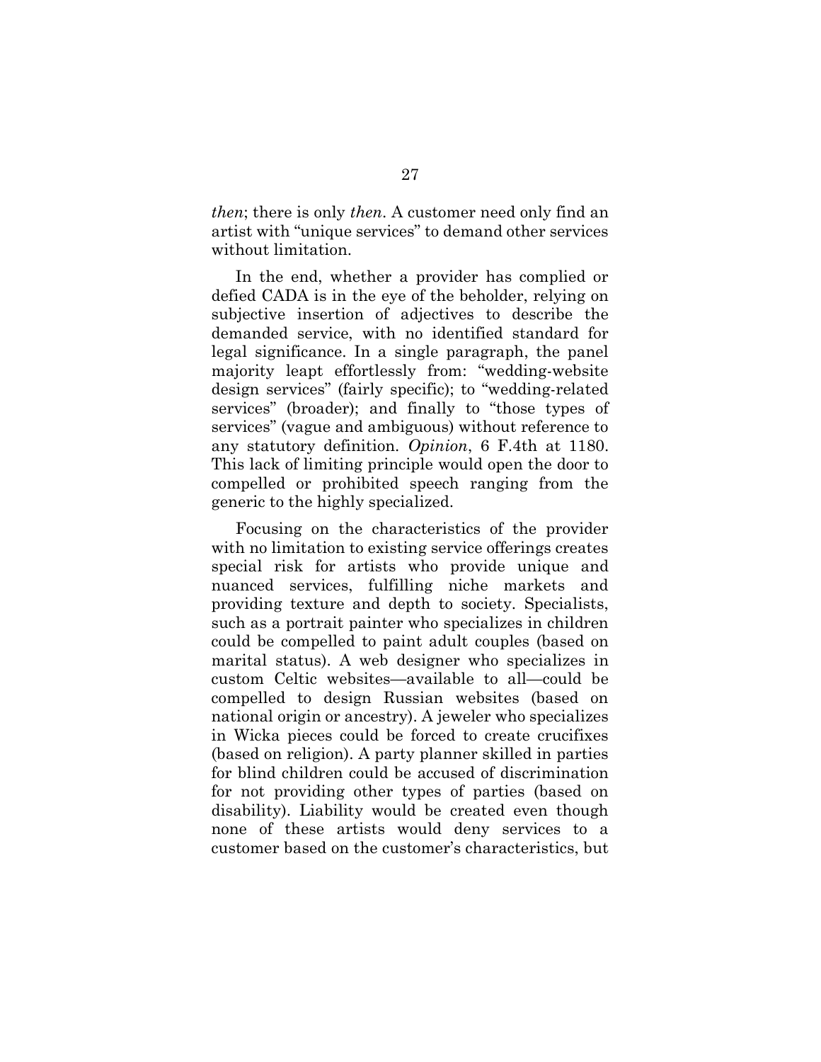*then*; there is only *then*. A customer need only find an artist with "unique services" to demand other services without limitation.

In the end, whether a provider has complied or defied CADA is in the eye of the beholder, relying on subjective insertion of adjectives to describe the demanded service, with no identified standard for legal significance. In a single paragraph, the panel majority leapt effortlessly from: "wedding-website design services" (fairly specific); to "wedding-related services" (broader); and finally to "those types of services" (vague and ambiguous) without reference to any statutory definition. *Opinion*, 6 F.4th at 1180. This lack of limiting principle would open the door to compelled or prohibited speech ranging from the generic to the highly specialized.

Focusing on the characteristics of the provider with no limitation to existing service offerings creates special risk for artists who provide unique and nuanced services, fulfilling niche markets and providing texture and depth to society. Specialists, such as a portrait painter who specializes in children could be compelled to paint adult couples (based on marital status). A web designer who specializes in custom Celtic websites—available to all—could be compelled to design Russian websites (based on national origin or ancestry). A jeweler who specializes in Wicka pieces could be forced to create crucifixes (based on religion). A party planner skilled in parties for blind children could be accused of discrimination for not providing other types of parties (based on disability). Liability would be created even though none of these artists would deny services to a customer based on the customer's characteristics, but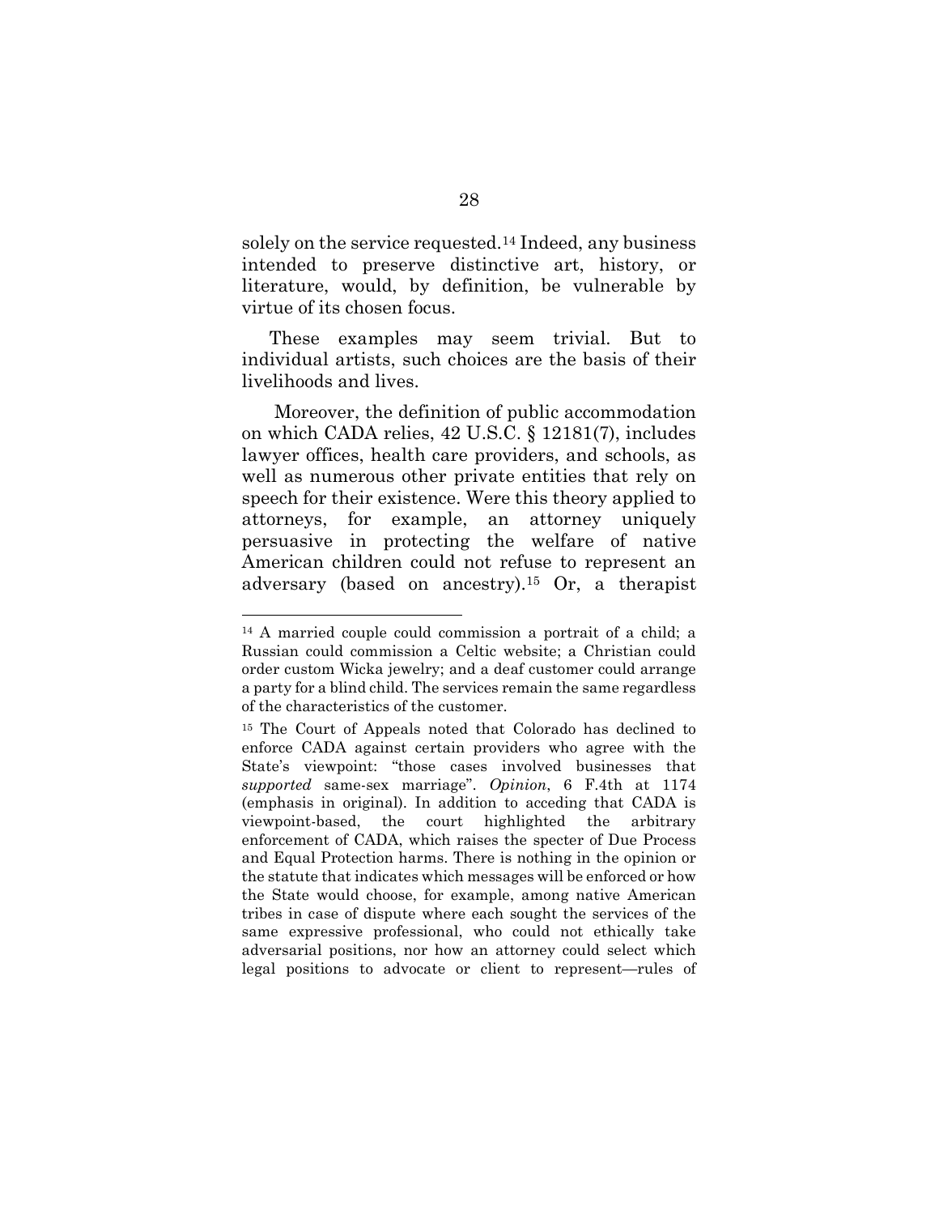solely on the service requested.[14] Indeed, any business intended to preserve distinctive art, history, or literature, would, by definition, be vulnerable by virtue of its chosen focus.

These examples may seem trivial. But to individual artists, such choices are the basis of their livelihoods and lives.

Moreover, the definition of public accommodation on which CADA relies, 42 U.S.C. § 12181(7), includes lawyer offices, health care providers, and schools, as well as numerous other private entities that rely on speech for their existence. Were this theory applied to attorneys, for example, an attorney uniquely persuasive in protecting the welfare of native American children could not refuse to represent an adversary (based on ancestry).[15] Or, a therapist

---

[14] A married couple could commission a portrait of a child; a Russian could commission a Celtic website; a Christian could order custom Wicka jewelry; and a deaf customer could arrange a party for a blind child. The services remain the same regardless of the characteristics of the customer.

[15] The Court of Appeals noted that Colorado has declined to enforce CADA against certain providers who agree with the State's viewpoint: "those cases involved businesses that *supported* same-sex marriage". *Opinion*, 6 F.4th at 1174 (emphasis in original). In addition to acceding that CADA is viewpoint-based, the court highlighted the arbitrary enforcement of CADA, which raises the specter of Due Process and Equal Protection harms. There is nothing in the opinion or the statute that indicates which messages will be enforced or how the State would choose, for example, among native American tribes in case of dispute where each sought the services of the same expressive professional, who could not ethically take adversarial positions, nor how an attorney could select which legal positions to advocate or client to represent—rules of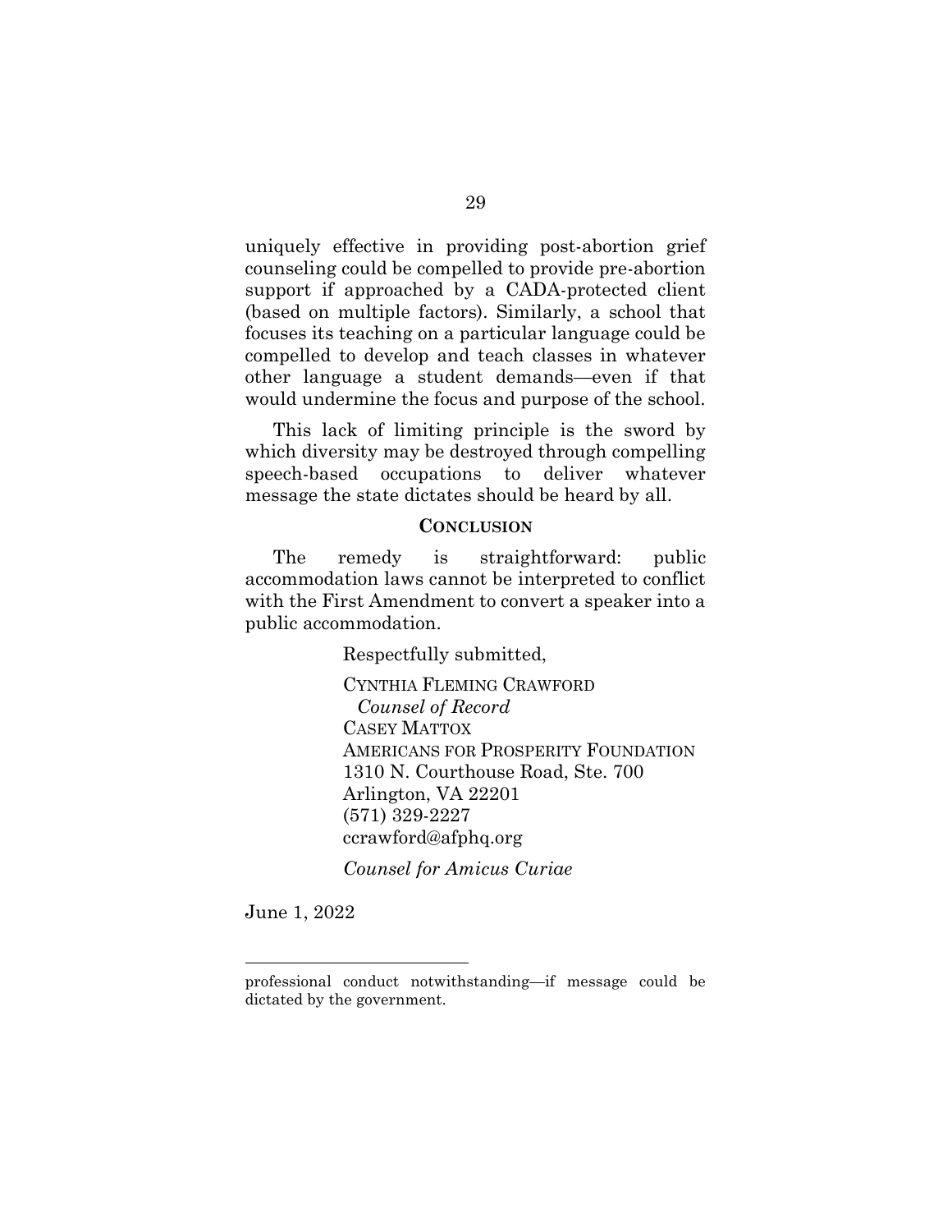uniquely effective in providing post-abortion grief counseling could be compelled to provide pre-abortion support if approached by a CADA-protected client (based on multiple factors). Similarly, a school that focuses its teaching on a particular language could be compelled to develop and teach classes in whatever other language a student demands—even if that would undermine the focus and purpose of the school.

This lack of limiting principle is the sword by which diversity may be destroyed through compelling speech-based occupations to deliver whatever message the state dictates should be heard by all.

## CONCLUSION

The remedy is straightforward: public accommodation laws cannot be interpreted to conflict with the First Amendment to convert a speaker into a public accommodation.

Respectfully submitted,

CYNTHIA FLEMING CRAWFORD
*Counsel of Record*
CASEY MATTOX
AMERICANS FOR PROSPERITY FOUNDATION
1310 N. Courthouse Road, Ste. 700
Arlington, VA 22201
(571) 329-2227
ccrawford@afphq.org

*Counsel for Amicus Curiae*

June 1, 2022

---

professional conduct notwithstanding—if message could be dictated by the government.